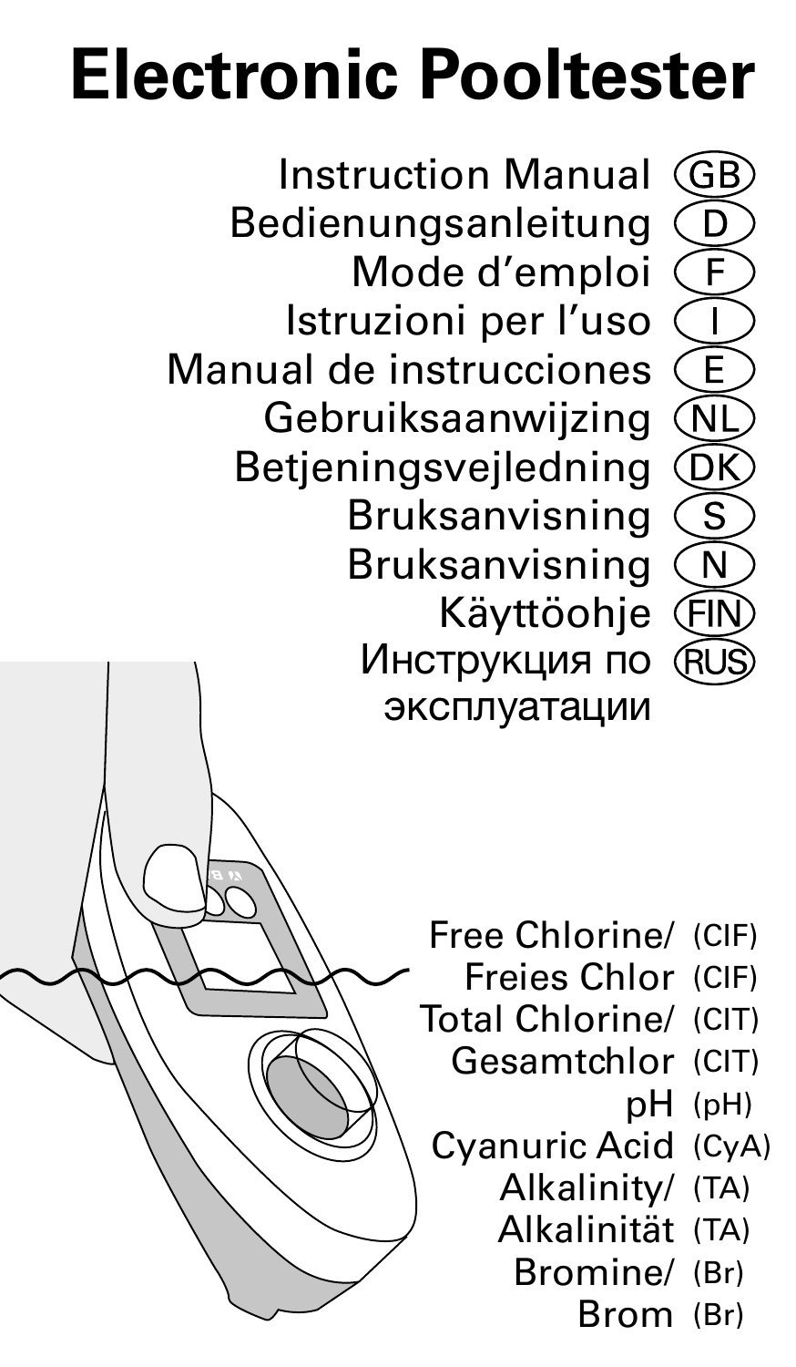# Electronic Pooltester

Instruction Manual (GB)
Bedienungsanleitung (D)
Mode d'emploi (F)
Istruzioni per l'uso (I)
Manual de instrucciones (E)
Gebruiksaanwijzing (NL)
Betjeningsvejledning (DK)
Bruksanvisning (S)
Bruksanvisning (N)
Käyttöohje (FIN)
Инструкция по эксплуатации (RUS)

Free Chlorine/ (ClF)
Freies Chlor (ClF)
Total Chlorine/ (ClT)
Gesamtchlor (ClT)
pH (pH)
Cyanuric Acid (CyA)
Alkalinity/ (TA)
Alkalinität (TA)
Bromine/ (Br)
Brom (Br)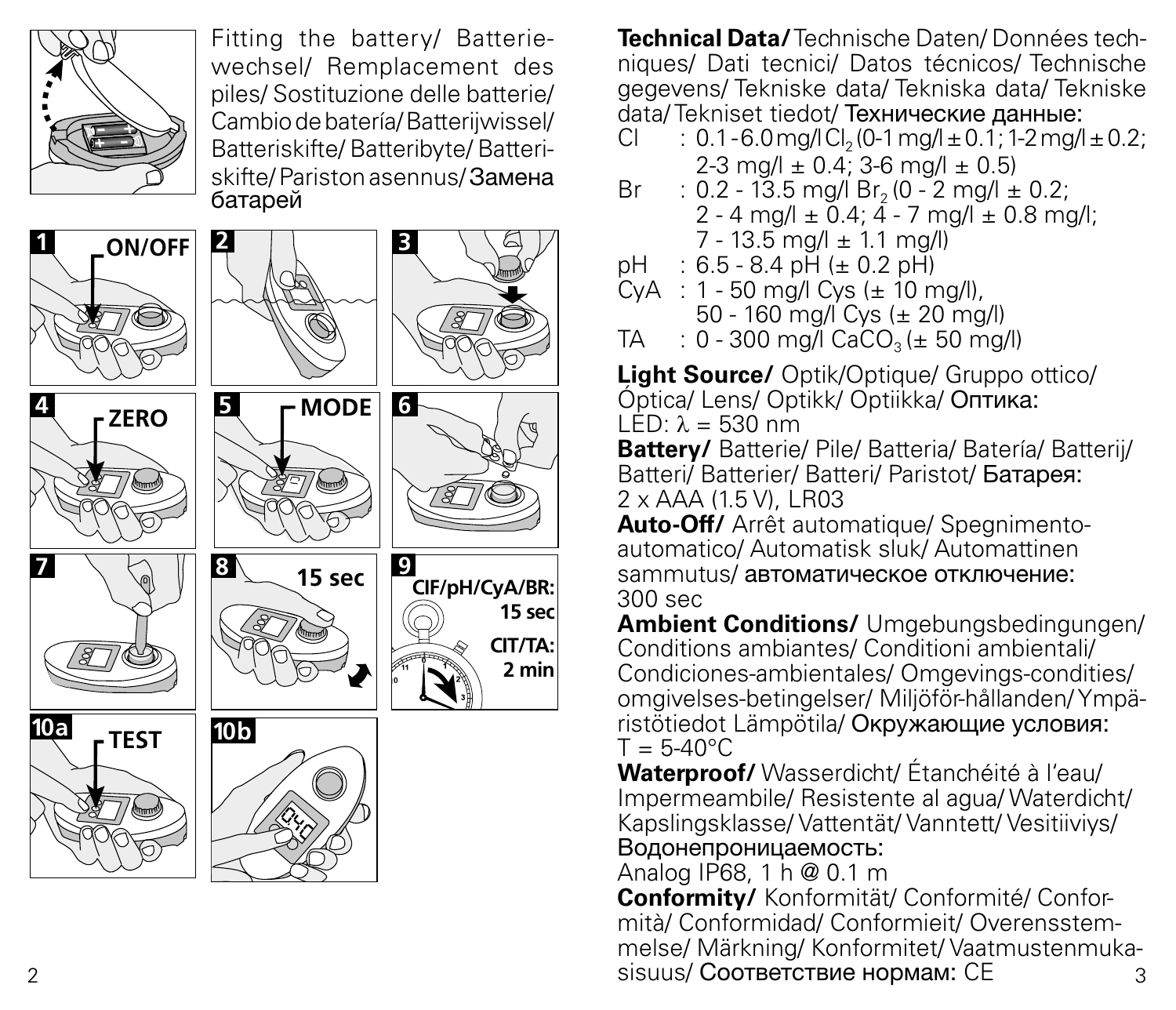Fitting the battery/ Batteriewechsel/ Remplacement des piles/ Sostituzione delle batterie/ Cambio de batería/ Batterijwissel/ Batteriskifte/ Batteribyte/ Batteriskifte/ Pariston asennus/ Замена батарей

1 ON/OFF

2

3

4 ZERO

5 MODE

6

7

8 15 sec

9 CIF/pH/CyA/BR: 15 sec
CIT/TA: 2 min

10a TEST

10b

**Technical Data/** Technische Daten/ Données techniques/ Dati tecnici/ Datos técnicos/ Technische gegevens/ Tekniske data/ Tekniska data/ Tekniske data/ Tekniset tiedot/ Технические данные:

- Cl : 0.1 - 6.0 mg/l $Cl_2$ (0-1 mg/l ± 0.1; 1-2 mg/l ± 0.2; 2-3 mg/l ± 0.4; 3-6 mg/l ± 0.5)
- Br : 0.2 - 13.5 mg/l $Br_2$ (0 - 2 mg/l ± 0.2; 2 - 4 mg/l ± 0.4; 4 - 7 mg/l ± 0.8 mg/l; 7 - 13.5 mg/l ± 1.1 mg/l)
- pH : 6.5 - 8.4 pH (± 0.2 pH)
- CyA : 1 - 50 mg/l Cys (± 10 mg/l), 50 - 160 mg/l Cys (± 20 mg/l)
- TA : 0 - 300 mg/l $CaCO_3$ (± 50 mg/l)

**Light Source/** Optik/Optique/ Gruppo ottico/ Óptica/ Lens/ Optikk/ Optiikka/ Оптика:
LED: $\lambda$ = 530 nm

**Battery/** Batterie/ Pile/ Batteria/ Batería/ Batterij/ Batteri/ Batterier/ Batteri/ Paristot/ Батарея:
2 x AAA (1.5 V), LR03

**Auto-Off/** Arrêt automatique/ Spegnimento-automatico/ Automatisk sluk/ Automattinen sammutus/ автоматическое отключение:
300 sec

**Ambient Conditions/** Umgebungsbedingungen/ Conditions ambiantes/ Conditioni ambientali/ Condiciones-ambientales/ Omgevings-condities/ omgivelses-betingelser/ Miljöför-hållanden/ Ympäristötiedot Lämpötila/ Окружающие условия:
T = 5-40°C

**Waterproof/** Wasserdicht/ Étanchéité à l'eau/ Impermeambile/ Resistente al agua/ Waterdicht/ Kapslingsklasse/ Vattentät/ Vanntett/ Vesitiiviys/ Водонепроницаемость:
Analog IP68, 1 h @ 0.1 m

**Conformity/** Konformität/ Conformité/ Conformità/ Conformidad/ Conformieit/ Overensstemmelse/ Märkning/ Konformitet/ Vaatmustenmukasisuus/ Соответствие нормам: CE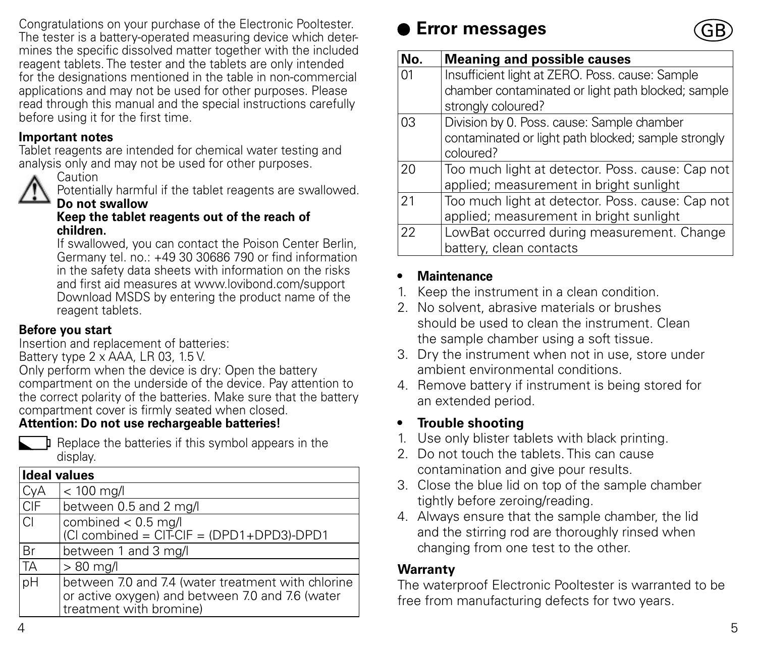Congratulations on your purchase of the Electronic Pooltester. The tester is a battery-operated measuring device which determines the specific dissolved matter together with the included reagent tablets. The tester and the tablets are only intended for the designations mentioned in the table in non-commercial applications and may not be used for other purposes. Please read through this manual and the special instructions carefully before using it for the first time.

**Important notes**

Tablet reagents are intended for chemical water testing and analysis only and may not be used for other purposes.

Caution

Potentially harmful if the tablet reagents are swallowed.

**Do not swallow**

**Keep the tablet reagents out of the reach of children.**

If swallowed, you can contact the Poison Center Berlin, Germany tel. no.: +49 30 30686 790 or find information in the safety data sheets with information on the risks and first aid measures at www.lovibond.com/support Download MSDS by entering the product name of the reagent tablets.

**Before you start**

Insertion and replacement of batteries:

Battery type 2 x AAA, LR 03, 1.5 V.

Only perform when the device is dry: Open the battery compartment on the underside of the device. Pay attention to the correct polarity of the batteries. Make sure that the battery compartment cover is firmly seated when closed.

**Attention: Do not use rechargeable batteries!**

Replace the batteries if this symbol appears in the display.

| **Ideal values** | |
|---|---|
| CyA | < 100 mg/l |
| ClF | between 0.5 and 2 mg/l |
| Cl | combined < 0.5 mg/l (Cl combined = ClT-ClF = (DPD1+DPD3)-DPD1 |
| Br | between 1 and 3 mg/l |
| TA | > 80 mg/l |
| pH | between 7.0 and 7.4 (water treatment with chlorine or active oxygen) and between 7.0 and 7.6 (water treatment with bromine) |

## Error messages

| No. | Meaning and possible causes |
|---|---|
| 01 | Insufficient light at ZERO. Poss. cause: Sample chamber contaminated or light path blocked; sample strongly coloured? |
| 03 | Division by 0. Poss. cause: Sample chamber contaminated or light path blocked; sample strongly coloured? |
| 20 | Too much light at detector. Poss. cause: Cap not applied; measurement in bright sunlight |
| 21 | Too much light at detector. Poss. cause: Cap not applied; measurement in bright sunlight |
| 22 | LowBat occurred during measurement. Change battery, clean contacts |

- **Maintenance**

1. Keep the instrument in a clean condition.
2. No solvent, abrasive materials or brushes should be used to clean the instrument. Clean the sample chamber using a soft tissue.
3. Dry the instrument when not in use, store under ambient environmental conditions.
4. Remove battery if instrument is being stored for an extended period.

- **Trouble shooting**

1. Use only blister tablets with black printing.
2. Do not touch the tablets. This can cause contamination and give pour results.
3. Close the blue lid on top of the sample chamber tightly before zeroing/reading.
4. Always ensure that the sample chamber, the lid and the stirring rod are thoroughly rinsed when changing from one test to the other.

**Warranty**

The waterproof Electronic Pooltester is warranted to be free from manufacturing defects for two years.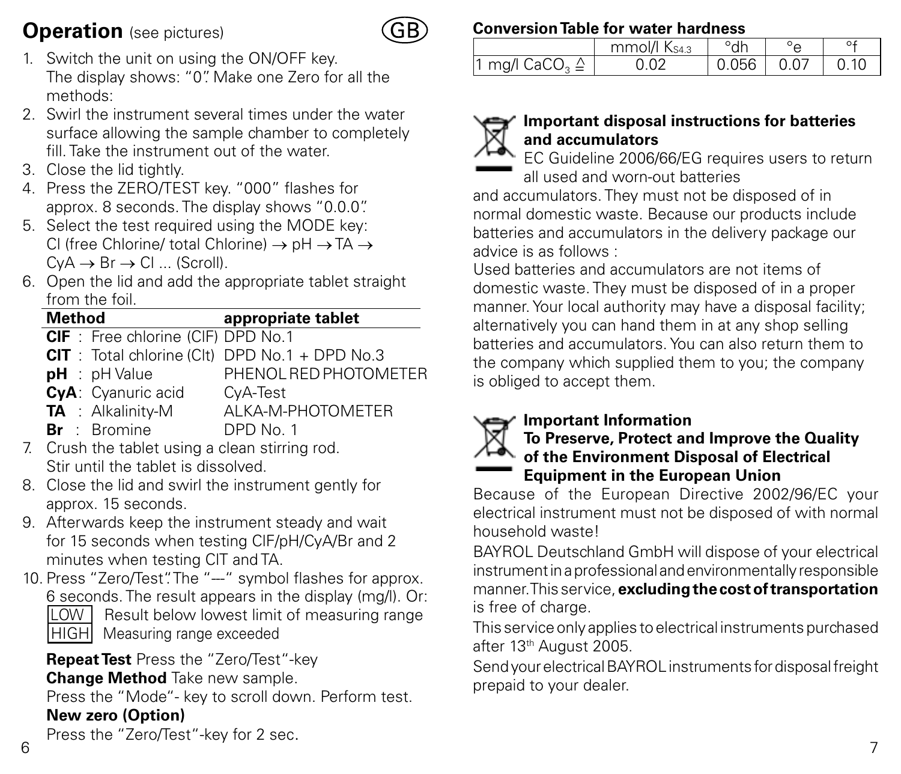## Operation (see pictures)

GB

1. Switch the unit on using the ON/OFF key. The display shows: "0". Make one Zero for all the methods:
2. Swirl the instrument several times under the water surface allowing the sample chamber to completely fill. Take the instrument out of the water.
3. Close the lid tightly.
4. Press the ZERO/TEST key. "000" flashes for approx. 8 seconds. The display shows "0.0.0".
5. Select the test required using the MODE key: Cl (free Chlorine/ total Chlorine) → pH → TA → CyA → Br → Cl ... (Scroll).
6. Open the lid and add the appropriate tablet straight from the foil.

| Method | appropriate tablet |
|---|---|
| **ClF** : Free chlorine (ClF) | DPD No.1 |
| **ClT** : Total chlorine (Clt) | DPD No.1 + DPD No.3 |
| **pH** : pH Value | PHENOL RED PHOTOMETER |
| **CyA**: Cyanuric acid | CyA-Test |
| **TA** : Alkalinity-M | ALKA-M-PHOTOMETER |
| **Br** : Bromine | DPD No. 1 |

7. Crush the tablet using a clean stirring rod. Stir until the tablet is dissolved.
8. Close the lid and swirl the instrument gently for approx. 15 seconds.
9. Afterwards keep the instrument steady and wait for 15 seconds when testing ClF/pH/CyA/Br and 2 minutes when testing ClT and TA.
10. Press "Zero/Test". The "---" symbol flashes for approx. 6 seconds. The result appears in the display (mg/l). Or:
    LOW  Result below lowest limit of measuring range
    HIGH  Measuring range exceeded

**Repeat Test** Press the "Zero/Test"-key
**Change Method** Take new sample.
Press the "Mode"- key to scroll down. Perform test.
**New zero (Option)**
Press the "Zero/Test"-key for 2 sec.

**Conversion Table for water hardness**

| | mmol/l $K_{S4.3}$ | °dh | °e | °f |
|---|---|---|---|---|
| 1 mg/l $CaCO_3$ ≙ | 0.02 | 0.056 | 0.07 | 0.10 |

**Important disposal instructions for batteries and accumulators**

EC Guideline 2006/66/EG requires users to return all used and worn-out batteries and accumulators. They must not be disposed of in normal domestic waste. Because our products include batteries and accumulators in the delivery package our advice is as follows :

Used batteries and accumulators are not items of domestic waste. They must be disposed of in a proper manner. Your local authority may have a disposal facility; alternatively you can hand them in at any shop selling batteries and accumulators. You can also return them to the company which supplied them to you; the company is obliged to accept them.

**Important Information**
**To Preserve, Protect and Improve the Quality of the Environment Disposal of Electrical Equipment in the European Union**

Because of the European Directive 2002/96/EC your electrical instrument must not be disposed of with normal household waste!

BAYROL Deutschland GmbH will dispose of your electrical instrument in a professional and environmentally responsible manner. This service, **excluding the cost of transportation** is free of charge.

This service only applies to electrical instruments purchased after 13th August 2005.

Send your electrical BAYROL instruments for disposal freight prepaid to your dealer.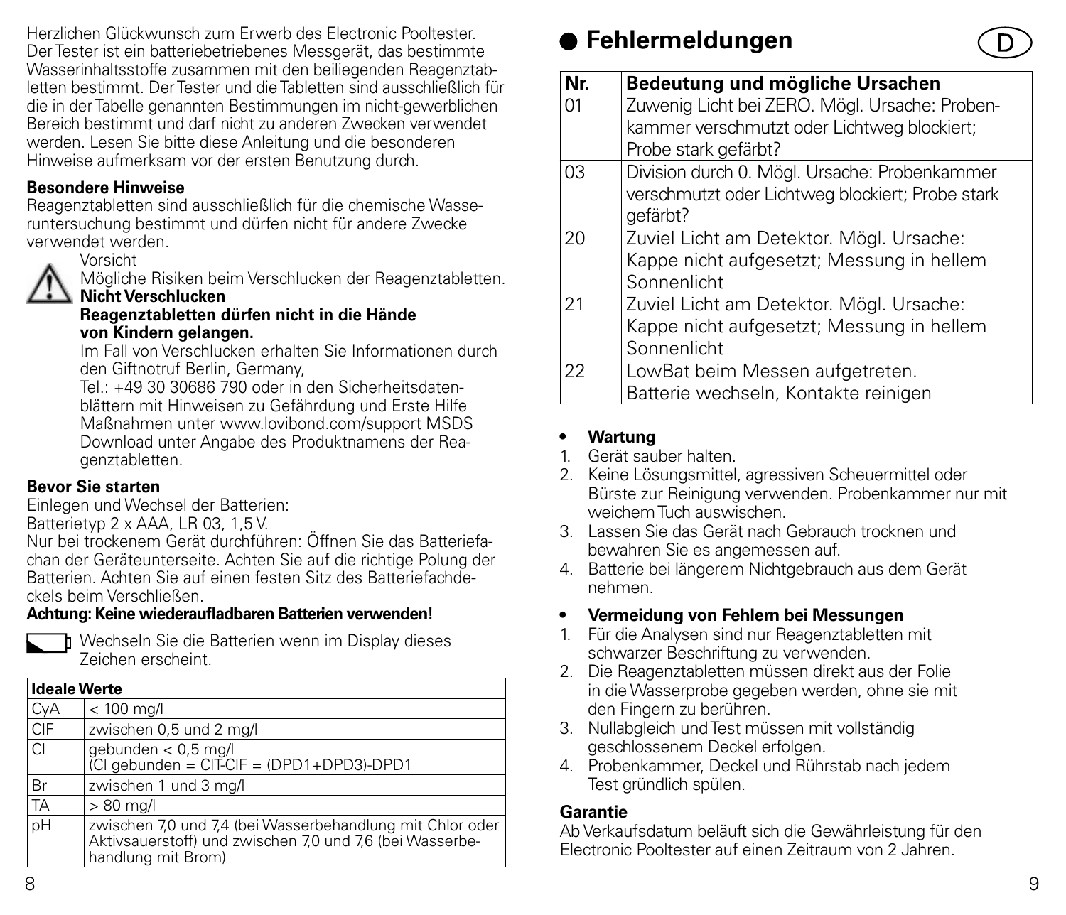Herzlichen Glückwunsch zum Erwerb des Electronic Pooltester. Der Tester ist ein batteriebetriebenes Messgerät, das bestimmte Wasserinhaltsstoffe zusammen mit den beiliegenden Reagenztabletten bestimmt. Der Tester und die Tabletten sind ausschließlich für die in der Tabelle genannten Bestimmungen im nicht-gewerblichen Bereich bestimmt und darf nicht zu anderen Zwecken verwendet werden. Lesen Sie bitte diese Anleitung und die besonderen Hinweise aufmerksam vor der ersten Benutzung durch.

**Besondere Hinweise**

Reagenztabletten sind ausschließlich für die chemische Wasseruntersuchung bestimmt und dürfen nicht für andere Zwecke verwendet werden.

Vorsicht

Mögliche Risiken beim Verschlucken der Reagenztabletten.
**Nicht Verschlucken**
**Reagenztabletten dürfen nicht in die Hände von Kindern gelangen.**
Im Fall von Verschlucken erhalten Sie Informationen durch den Giftnotruf Berlin, Germany,
Tel.: +49 30 30686 790 oder in den Sicherheitsdatenblättern mit Hinweisen zu Gefährdung und Erste Hilfe Maßnahmen unter www.lovibond.com/support MSDS Download unter Angabe des Produktnamens der Reagenztabletten.

**Bevor Sie starten**

Einlegen und Wechsel der Batterien:
Batterietyp 2 x AAA, LR 03, 1,5 V.
Nur bei trockenem Gerät durchführen: Öffnen Sie das Batteriefachan der Geräteunterseite. Achten Sie auf die richtige Polung der Batterien. Achten Sie auf einen festen Sitz des Batteriefachdeckels beim Verschließen.
**Achtung: Keine wiederaufladbaren Batterien verwenden!**

Wechseln Sie die Batterien wenn im Display dieses Zeichen erscheint.

| Ideale Werte | |
|---|---|
| CyA | < 100 mg/l |
| ClF | zwischen 0,5 und 2 mg/l |
| Cl | gebunden < 0,5 mg/l (Cl gebunden = ClT-ClF = (DPD1+DPD3)-DPD1 |
| Br | zwischen 1 und 3 mg/l |
| TA | > 80 mg/l |
| pH | zwischen 7,0 und 7,4 (bei Wasserbehandlung mit Chlor oder Aktivsauerstoff) und zwischen 7,0 und 7,6 (bei Wasserbehandlung mit Brom) |

## Fehlermeldungen

| Nr. | Bedeutung und mögliche Ursachen |
|---|---|
| 01 | Zuwenig Licht bei ZERO. Mögl. Ursache: Probenkammer verschmutzt oder Lichtweg blockiert; Probe stark gefärbt? |
| 03 | Division durch 0. Mögl. Ursache: Probenkammer verschmutzt oder Lichtweg blockiert; Probe stark gefärbt? |
| 20 | Zuviel Licht am Detektor. Mögl. Ursache: Kappe nicht aufgesetzt; Messung in hellem Sonnenlicht |
| 21 | Zuviel Licht am Detektor. Mögl. Ursache: Kappe nicht aufgesetzt; Messung in hellem Sonnenlicht |
| 22 | LowBat beim Messen aufgetreten. Batterie wechseln, Kontakte reinigen |

- **Wartung**

1. Gerät sauber halten.
2. Keine Lösungsmittel, agressiven Scheuermittel oder Bürste zur Reinigung verwenden. Probenkammer nur mit weichem Tuch auswischen.
3. Lassen Sie das Gerät nach Gebrauch trocknen und bewahren Sie es angemessen auf.
4. Batterie bei längerem Nichtgebrauch aus dem Gerät nehmen.

- **Vermeidung von Fehlern bei Messungen**

1. Für die Analysen sind nur Reagenztabletten mit schwarzer Beschriftung zu verwenden.
2. Die Reagenztabletten müssen direkt aus der Folie in die Wasserprobe gegeben werden, ohne sie mit den Fingern zu berühren.
3. Nullabgleich und Test müssen mit vollständig geschlossenem Deckel erfolgen.
4. Probenkammer, Deckel und Rührstab nach jedem Test gründlich spülen.

**Garantie**

Ab Verkaufsdatum beläuft sich die Gewährleistung für den Electronic Pooltester auf einen Zeitraum von 2 Jahren.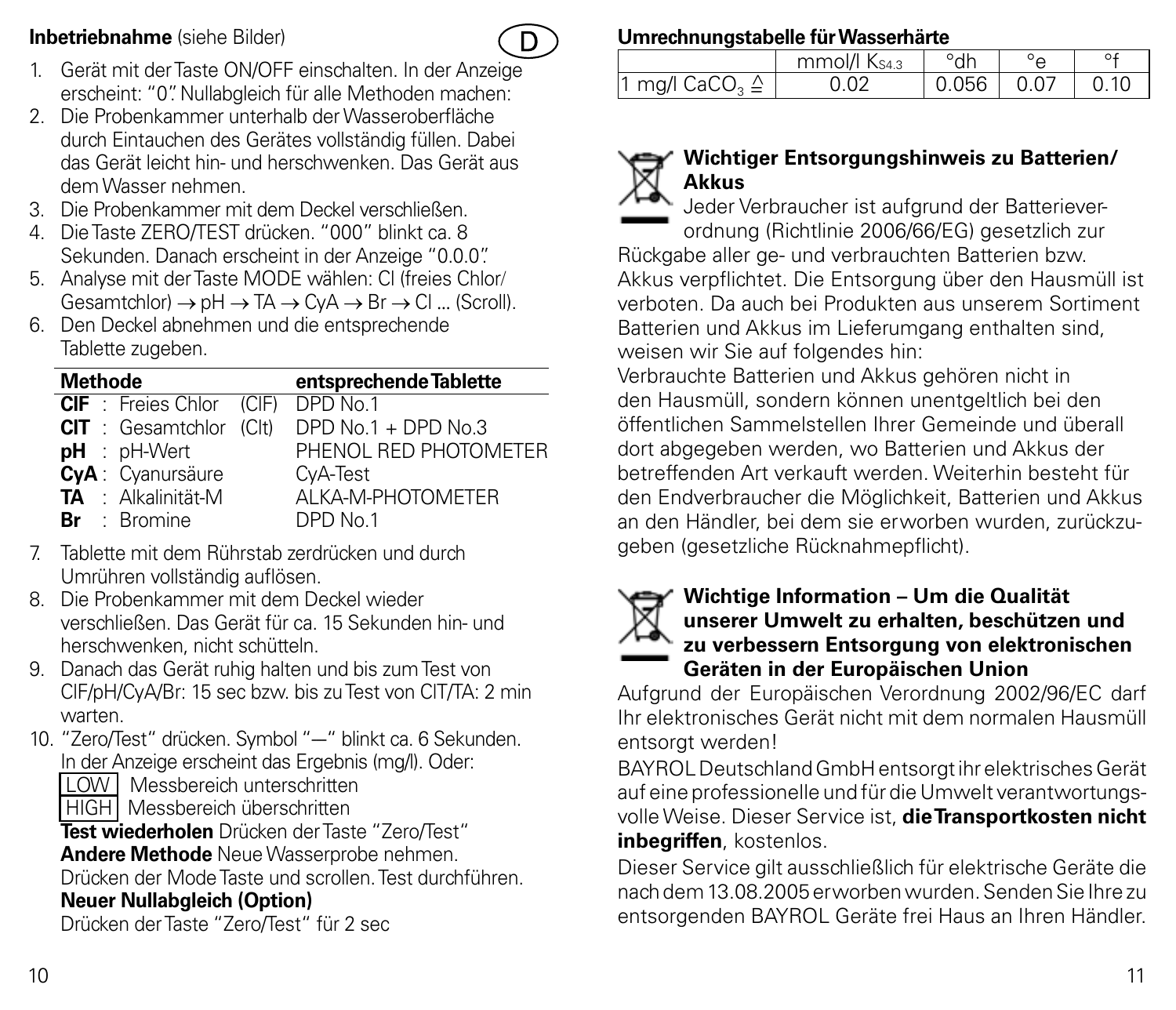**Inbetriebnahme** (siehe Bilder)

D

1. Gerät mit der Taste ON/OFF einschalten. In der Anzeige erscheint: "0". Nullabgleich für alle Methoden machen:
2. Die Probenkammer unterhalb der Wasseroberfläche durch Eintauchen des Gerätes vollständig füllen. Dabei das Gerät leicht hin- und herschwenken. Das Gerät aus dem Wasser nehmen.
3. Die Probenkammer mit dem Deckel verschließen.
4. Die Taste ZERO/TEST drücken. "000" blinkt ca. 8 Sekunden. Danach erscheint in der Anzeige "0.0.0".
5. Analyse mit der Taste MODE wählen: Cl (freies Chlor/ Gesamtchlor) → pH → TA → CyA → Br → Cl ... (Scroll).
6. Den Deckel abnehmen und die entsprechende Tablette zugeben.

| Methode | entsprechende Tablette |
|---|---|
| **ClF** : Freies Chlor (ClF) | DPD No.1 |
| **ClT** : Gesamtchlor (Clt) | DPD No.1 + DPD No.3 |
| **pH** : pH-Wert | PHENOL RED PHOTOMETER |
| **CyA** : Cyanursäure | CyA-Test |
| **TA** : Alkalinität-M | ALKA-M-PHOTOMETER |
| **Br** : Bromine | DPD No.1 |

7. Tablette mit dem Rührstab zerdrücken und durch Umrühren vollständig auflösen.
8. Die Probenkammer mit dem Deckel wieder verschließen. Das Gerät für ca. 15 Sekunden hin- und herschwenken, nicht schütteln.
9. Danach das Gerät ruhig halten und bis zum Test von ClF/pH/CyA/Br: 15 sec bzw. bis zu Test von ClT/TA: 2 min warten.
10. "Zero/Test" drücken. Symbol "—" blinkt ca. 6 Sekunden. In der Anzeige erscheint das Ergebnis (mg/l). Oder:
    LOW Messbereich unterschritten
    HIGH Messbereich überschritten
    **Test wiederholen** Drücken der Taste "Zero/Test"
    **Andere Methode** Neue Wasserprobe nehmen. Drücken der Mode Taste und scrollen. Test durchführen.
    **Neuer Nullabgleich (Option)**
    Drücken der Taste "Zero/Test" für 2 sec

**Umrechnungstabelle für Wasserhärte**

| | mmol/l $K_{S4.3}$ | °dh | °e | °f |
|---|---|---|---|---|
| 1 mg/l $CaCO_3$ ≙ | 0.02 | 0.056 | 0.07 | 0.10 |

**Wichtiger Entsorgungshinweis zu Batterien/ Akkus**

Jeder Verbraucher ist aufgrund der Batterieverordnung (Richtlinie 2006/66/EG) gesetzlich zur Rückgabe aller ge- und verbrauchten Batterien bzw. Akkus verpflichtet. Die Entsorgung über den Hausmüll ist verboten. Da auch bei Produkten aus unserem Sortiment Batterien und Akkus im Lieferumgang enthalten sind, weisen wir Sie auf folgendes hin:

Verbrauchte Batterien und Akkus gehören nicht in den Hausmüll, sondern können unentgeltlich bei den öffentlichen Sammelstellen Ihrer Gemeinde und überall dort abgegeben werden, wo Batterien und Akkus der betreffenden Art verkauft werden. Weiterhin besteht für den Endverbraucher die Möglichkeit, Batterien und Akkus an den Händler, bei dem sie erworben wurden, zurückzugeben (gesetzliche Rücknahmepflicht).

**Wichtige Information – Um die Qualität unserer Umwelt zu erhalten, beschützen und zu verbessern Entsorgung von elektronischen Geräten in der Europäischen Union**

Aufgrund der Europäischen Verordnung 2002/96/EC darf Ihr elektronisches Gerät nicht mit dem normalen Hausmüll entsorgt werden!

BAYROL Deutschland GmbH entsorgt ihr elektrisches Gerät auf eine professionelle und für die Umwelt verantwortungsvolle Weise. Dieser Service ist, **die Transportkosten nicht inbegriffen**, kostenlos.

Dieser Service gilt ausschließlich für elektrische Geräte die nach dem 13.08.2005 erworben wurden. Senden Sie Ihre zu entsorgenden BAYROL Geräte frei Haus an Ihren Händler.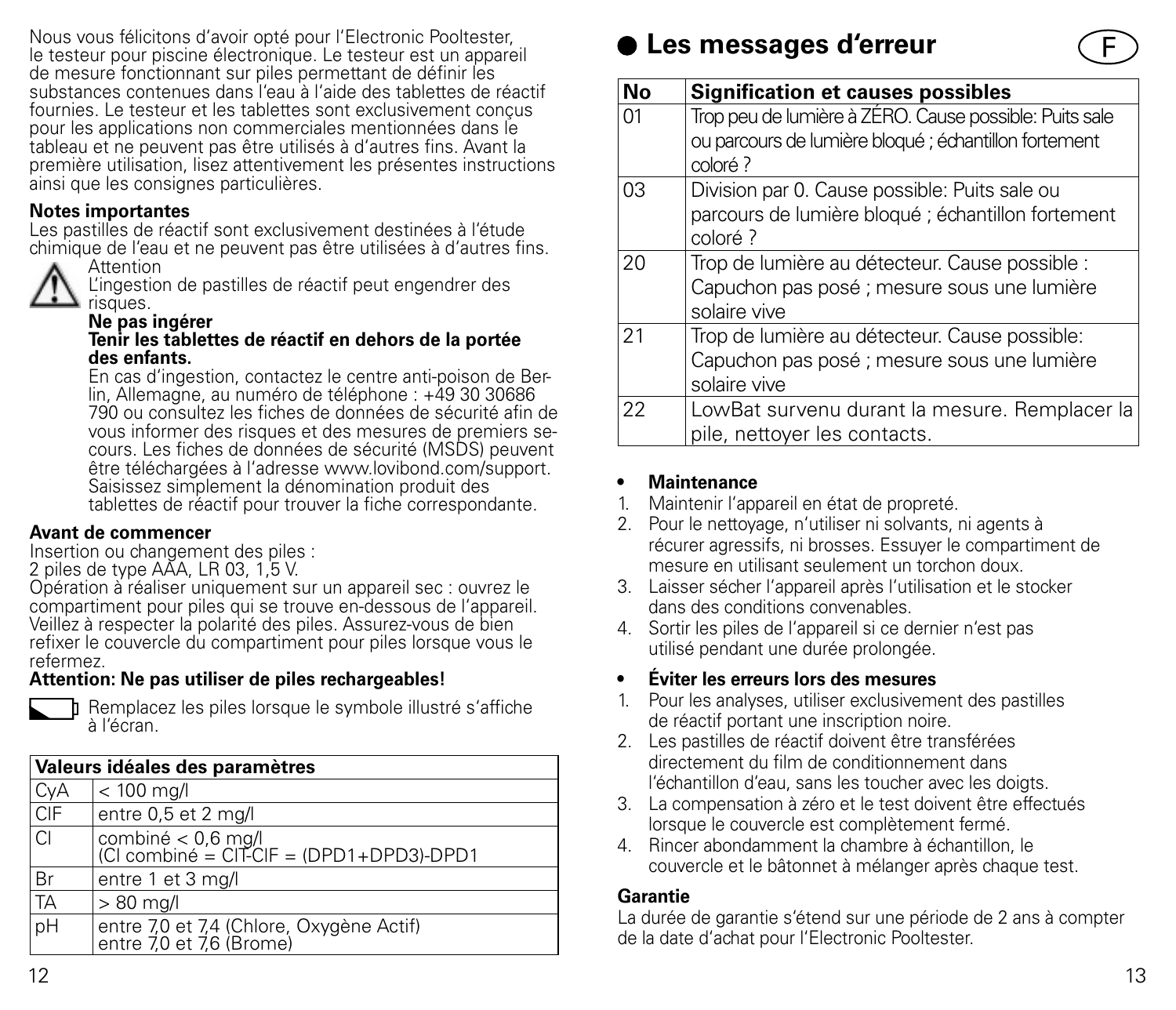Nous vous félicitons d'avoir opté pour l'Electronic Pooltester, le testeur pour piscine électronique. Le testeur est un appareil de mesure fonctionnant sur piles permettant de définir les substances contenues dans l'eau à l'aide des tablettes de réactif fournies. Le testeur et les tablettes sont exclusivement conçus pour les applications non commerciales mentionnées dans le tableau et ne peuvent pas être utilisés à d'autres fins. Avant la première utilisation, lisez attentivement les présentes instructions ainsi que les consignes particulières.

**Notes importantes**

Les pastilles de réactif sont exclusivement destinées à l'étude chimique de l'eau et ne peuvent pas être utilisées à d'autres fins.

Attention

L'ingestion de pastilles de réactif peut engendrer des risques.

**Ne pas ingérer**

**Tenir les tablettes de réactif en dehors de la portée des enfants.**

En cas d'ingestion, contactez le centre anti-poison de Berlin, Allemagne, au numéro de téléphone : +49 30 30686 790 ou consultez les fiches de données de sécurité afin de vous informer des risques et des mesures de premiers secours. Les fiches de données de sécurité (MSDS) peuvent être téléchargées à l'adresse www.lovibond.com/support. Saisissez simplement la dénomination produit des tablettes de réactif pour trouver la fiche correspondante.

**Avant de commencer**

Insertion ou changement des piles :

2 piles de type AAA, LR 03, 1,5 V.

Opération à réaliser uniquement sur un appareil sec : ouvrez le compartiment pour piles qui se trouve en-dessous de l'appareil. Veillez à respecter la polarité des piles. Assurez-vous de bien refixer le couvercle du compartiment pour piles lorsque vous le refermez.

**Attention: Ne pas utiliser de piles rechargeables!**

Remplacez les piles lorsque le symbole illustré s'affiche à l'écran.

| Valeurs idéales des paramètres | |
|---|---|
| CyA | < 100 mg/l |
| ClF | entre 0,5 et 2 mg/l |
| Cl | combiné < 0,6 mg/l (Cl combiné = ClT-ClF = (DPD1+DPD3)-DPD1 |
| Br | entre 1 et 3 mg/l |
| TA | > 80 mg/l |
| pH | entre 7,0 et 7,4 (Chlore, Oxygène Actif) entre 7,0 et 7,6 (Brome) |

## Les messages d'erreur

| No | Signification et causes possibles |
|---|---|
| 01 | Trop peu de lumière à ZÉRO. Cause possible: Puits sale ou parcours de lumière bloqué ; échantillon fortement coloré ? |
| 03 | Division par 0. Cause possible: Puits sale ou parcours de lumière bloqué ; échantillon fortement coloré ? |
| 20 | Trop de lumière au détecteur. Cause possible : Capuchon pas posé ; mesure sous une lumière solaire vive |
| 21 | Trop de lumière au détecteur. Cause possible: Capuchon pas posé ; mesure sous une lumière solaire vive |
| 22 | LowBat survenu durant la mesure. Remplacer la pile, nettoyer les contacts. |

- **Maintenance**

1. Maintenir l'appareil en état de propreté.
2. Pour le nettoyage, n'utiliser ni solvants, ni agents à récurer agressifs, ni brosses. Essuyer le compartiment de mesure en utilisant seulement un torchon doux.
3. Laisser sécher l'appareil après l'utilisation et le stocker dans des conditions convenables.
4. Sortir les piles de l'appareil si ce dernier n'est pas utilisé pendant une durée prolongée.

- **Éviter les erreurs lors des mesures**

1. Pour les analyses, utiliser exclusivement des pastilles de réactif portant une inscription noire.
2. Les pastilles de réactif doivent être transférées directement du film de conditionnement dans l'échantillon d'eau, sans les toucher avec les doigts.
3. La compensation à zéro et le test doivent être effectués lorsque le couvercle est complètement fermé.
4. Rincer abondamment la chambre à échantillon, le couvercle et le bâtonnet à mélanger après chaque test.

**Garantie**

La durée de garantie s'étend sur une période de 2 ans à compter de la date d'achat pour l'Electronic Pooltester.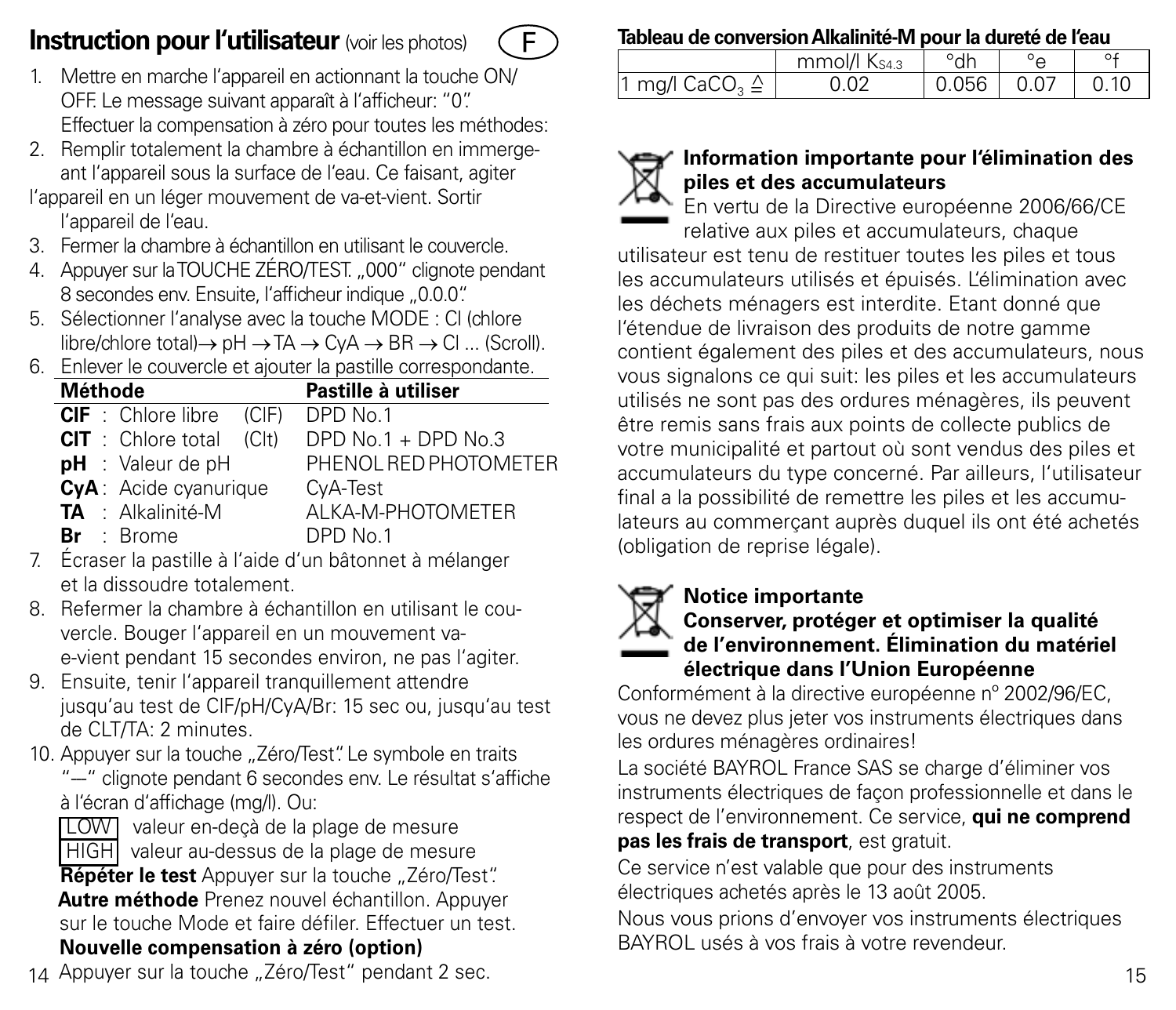## Instruction pour l'utilisateur (voir les photos) (F)

1. Mettre en marche l'appareil en actionnant la touche ON/OFF. Le message suivant apparaît à l'afficheur: "0".
   Effectuer la compensation à zéro pour toutes les méthodes:
2. Remplir totalement la chambre à échantillon en immergeant l'appareil sous la surface de l'eau. Ce faisant, agiter l'appareil en un léger mouvement de va-et-vient. Sortir l'appareil de l'eau.
3. Fermer la chambre à échantillon en utilisant le couvercle.
4. Appuyer sur la TOUCHE ZÉRO/TEST. „000" clignote pendant 8 secondes env. Ensuite, l'afficheur indique „0.0.0".
5. Sélectionner l'analyse avec la touche MODE : Cl (chlore libre/chlore total)→ pH → TA → CyA → BR → Cl ... (Scroll).
6. Enlever le couvercle et ajouter la pastille correspondante.

| Méthode | | Pastille à utiliser |
|---|---|---|
| **ClF** : Chlore libre | (ClF) | DPD No.1 |
| **ClT** : Chlore total | (Clt) | DPD No.1 + DPD No.3 |
| **pH** : Valeur de pH | | PHENOL RED PHOTOMETER |
| **CyA** : Acide cyanurique | | CyA-Test |
| **TA** : Alkalinité-M | | ALKA-M-PHOTOMETER |
| **Br** : Brome | | DPD No.1 |

7. Écraser la pastille à l'aide d'un bâtonnet à mélanger et la dissoudre totalement.
8. Refermer la chambre à échantillon en utilisant le couvercle. Bouger l'appareil en un mouvement va-e-vient pendant 15 secondes environ, ne pas l'agiter.
9. Ensuite, tenir l'appareil tranquillement attendre jusqu'au test de ClF/pH/CyA/Br: 15 sec ou, jusqu'au test de CLT/TA: 2 minutes.
10. Appuyer sur la touche „Zéro/Test". Le symbole en traits "—" clignote pendant 6 secondes env. Le résultat s'affiche à l'écran d'affichage (mg/l). Ou:
    LOW valeur en-deçà de la plage de mesure
    HIGH valeur au-dessus de la plage de mesure
    **Répéter le test** Appuyer sur la touche „Zéro/Test".
    **Autre méthode** Prenez nouvel échantillon. Appuyer sur le touche Mode et faire défiler. Effectuer un test.
    **Nouvelle compensation à zéro (option)**
    Appuyer sur la touche „Zéro/Test" pendant 2 sec.

**Tableau de conversion Alkalinité-M pour la dureté de l'eau**

| | mmol/l $K_{S4.3}$ | °dh | °e | °f |
|---|---|---|---|---|
| 1 mg/l $CaCO_3$ ≙ | 0.02 | 0.056 | 0.07 | 0.10 |

**Information importante pour l'élimination des piles et des accumulateurs**

En vertu de la Directive européenne 2006/66/CE relative aux piles et accumulateurs, chaque utilisateur est tenu de restituer toutes les piles et tous les accumulateurs utilisés et épuisés. L'élimination avec les déchets ménagers est interdite. Etant donné que l'étendue de livraison des produits de notre gamme contient également des piles et des accumulateurs, nous vous signalons ce qui suit: les piles et les accumulateurs utilisés ne sont pas des ordures ménagères, ils peuvent être remis sans frais aux points de collecte publics de votre municipalité et partout où sont vendus des piles et accumulateurs du type concerné. Par ailleurs, l'utilisateur final a la possibilité de remettre les piles et les accumulateurs au commerçant auprès duquel ils ont été achetés (obligation de reprise légale).

**Notice importante**
**Conserver, protéger et optimiser la qualité de l'environnement. Élimination du matériel électrique dans l'Union Européenne**

Conformément à la directive européenne nº 2002/96/EC, vous ne devez plus jeter vos instruments électriques dans les ordures ménagères ordinaires!

La société BAYROL France SAS se charge d'éliminer vos instruments électriques de façon professionnelle et dans le respect de l'environnement. Ce service, **qui ne comprend pas les frais de transport**, est gratuit.

Ce service n'est valable que pour des instruments électriques achetés après le 13 août 2005.

Nous vous prions d'envoyer vos instruments électriques BAYROL usés à vos frais à votre revendeur.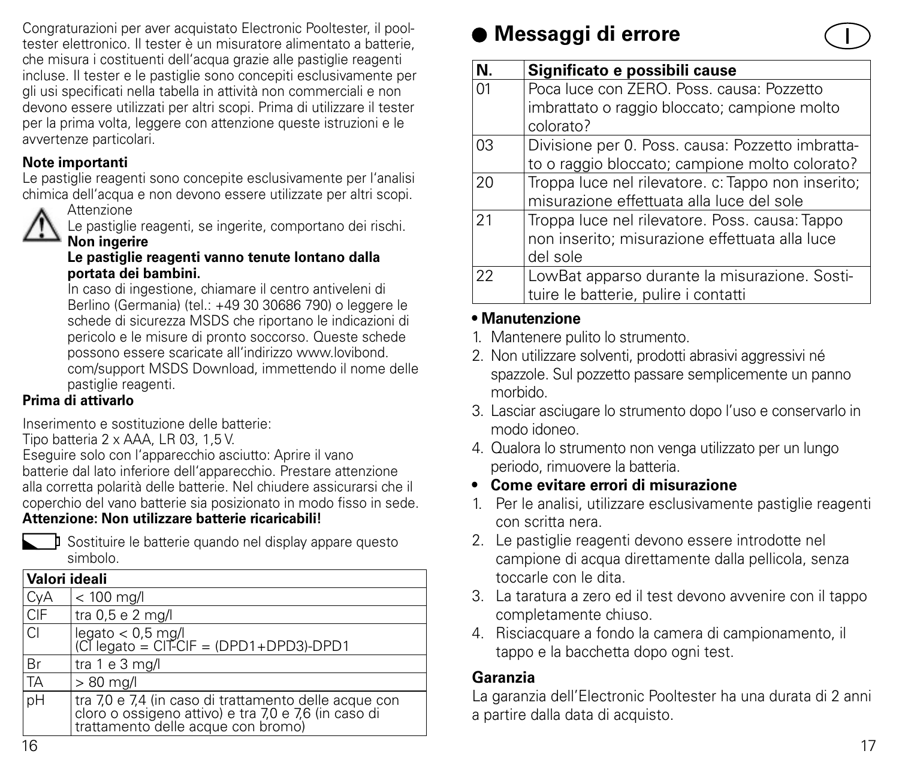Congraturazioni per aver acquistato Electronic Pooltester, il pooltester elettronico. Il tester è un misuratore alimentato a batterie, che misura i costituenti dell'acqua grazie alle pastiglie reagenti incluse. Il tester e le pastiglie sono concepiti esclusivamente per gli usi specificati nella tabella in attività non commerciali e non devono essere utilizzati per altri scopi. Prima di utilizzare il tester per la prima volta, leggere con attenzione queste istruzioni e le avvertenze particolari.

**Note importanti**

Le pastiglie reagenti sono concepite esclusivamente per l'analisi chimica dell'acqua e non devono essere utilizzate per altri scopi.

Attenzione

Le pastiglie reagenti, se ingerite, comportano dei rischi.

**Non ingerire**

**Le pastiglie reagenti vanno tenute lontano dalla portata dei bambini.**

In caso di ingestione, chiamare il centro antiveleni di Berlino (Germania) (tel.: +49 30 30686 790) o leggere le schede di sicurezza MSDS che riportano le indicazioni di pericolo e le misure di pronto soccorso. Queste schede possono essere scaricate all'indirizzo www.lovibond.com/support MSDS Download, immettendo il nome delle pastiglie reagenti.

**Prima di attivarlo**

Inserimento e sostituzione delle batterie:

Tipo batteria 2 x AAA, LR 03, 1,5 V.

Eseguire solo con l'apparecchio asciutto: Aprire il vano batterie dal lato inferiore dell'apparecchio. Prestare attenzione alla corretta polarità delle batterie. Nel chiudere assicurarsi che il coperchio del vano batterie sia posizionato in modo fisso in sede.

**Attenzione: Non utilizzare batterie ricaricabili!**

Sostituire le batterie quando nel display appare questo simbolo.

| Valori ideali | |
|---|---|
| CyA | < 100 mg/l |
| ClF | tra 0,5 e 2 mg/l |
| Cl | legato < 0,5 mg/l (Cl legato = ClT-ClF = (DPD1+DPD3)-DPD1 |
| Br | tra 1 e 3 mg/l |
| TA | > 80 mg/l |
| pH | tra 7,0 e 7,4 (in caso di trattamento delle acque con cloro o ossigeno attivo) e tra 7,0 e 7,6 (in caso di trattamento delle acque con bromo) |

## Messaggi di errore

| N. | Significato e possibili cause |
|---|---|
| 01 | Poca luce con ZERO. Poss. causa: Pozzetto imbrattato o raggio bloccato; campione molto colorato? |
| 03 | Divisione per 0. Poss. causa: Pozzetto imbrattato o raggio bloccato; campione molto colorato? |
| 20 | Troppa luce nel rilevatore. c: Tappo non inserito; misurazione effettuata alla luce del sole |
| 21 | Troppa luce nel rilevatore. Poss. causa: Tappo non inserito; misurazione effettuata alla luce del sole |
| 22 | LowBat apparso durante la misurazione. Sostituire le batterie, pulire i contatti |

**• Manutenzione**

1. Mantenere pulito lo strumento.
2. Non utilizzare solventi, prodotti abrasivi aggressivi né spazzole. Sul pozzetto passare semplicemente un panno morbido.
3. Lasciar asciugare lo strumento dopo l'uso e conservarlo in modo idoneo.
4. Qualora lo strumento non venga utilizzato per un lungo periodo, rimuovere la batteria.

**• Come evitare errori di misurazione**

1. Per le analisi, utilizzare esclusivamente pastiglie reagenti con scritta nera.
2. Le pastiglie reagenti devono essere introdotte nel campione di acqua direttamente dalla pellicola, senza toccarle con le dita.
3. La taratura a zero ed il test devono avvenire con il tappo completamente chiuso.
4. Risciacquare a fondo la camera di campionamento, il tappo e la bacchetta dopo ogni test.

**Garanzia**

La garanzia dell'Electronic Pooltester ha una durata di 2 anni a partire dalla data di acquisto.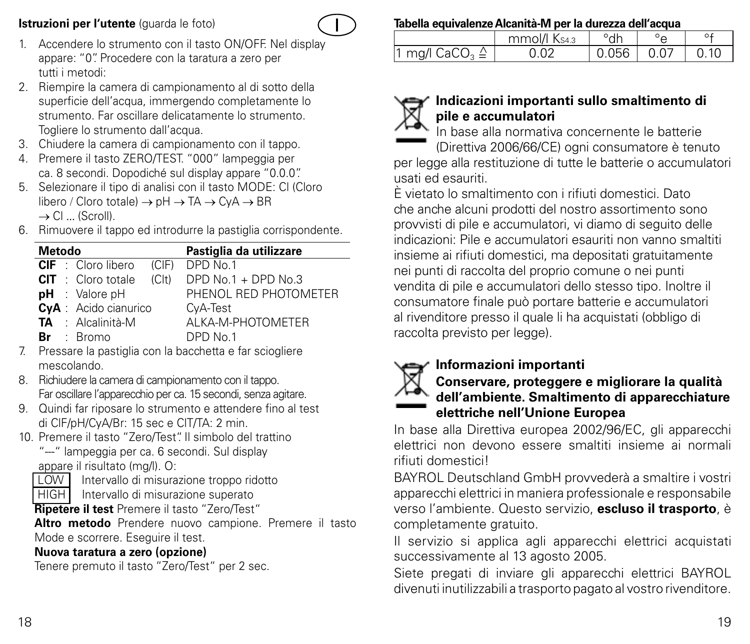**Istruzioni per l'utente** (guarda le foto)

1. Accendere lo strumento con il tasto ON/OFF. Nel display appare: "0". Procedere con la taratura a zero per tutti i metodi:
2. Riempire la camera di campionamento al di sotto della superficie dell'acqua, immergendo completamente lo strumento. Far oscillare delicatamente lo strumento. Togliere lo strumento dall'acqua.
3. Chiudere la camera di campionamento con il tappo.
4. Premere il tasto ZERO/TEST. "000" lampeggia per ca. 8 secondi. Dopodiché sul display appare "0.0.0".
5. Selezionare il tipo di analisi con il tasto MODE: Cl (Cloro libero / Cloro totale) → pH → TA → CyA → BR → Cl ... (Scroll).
6. Rimuovere il tappo ed introdurre la pastiglia corrispondente.

| Metodo | | | Pastiglia da utilizzare |
|---|---|---|---|
| **ClF** | : Cloro libero | (ClF) | DPD No.1 |
| **ClT** | : Cloro totale | (Clt) | DPD No.1 + DPD No.3 |
| **pH** | : Valore pH | | PHENOL RED PHOTOMETER |
| **CyA** | : Acido cianurico | | CyA-Test |
| **TA** | : Alcalinità-M | | ALKA-M-PHOTOMETER |
| **Br** | : Bromo | | DPD No.1 |

7. Pressare la pastiglia con la bacchetta e far sciogliere mescolando.
8. Richiudere la camera di campionamento con il tappo. Far oscillare l'apparecchio per ca. 15 secondi, senza agitare.
9. Quindi far riposare lo strumento e attendere fino al test di ClF/pH/CyA/Br: 15 sec e ClT/TA: 2 min.
10. Premere il tasto "Zero/Test". Il simbolo del trattino "---" lampeggia per ca. 6 secondi. Sul display appare il risultato (mg/l). O:

    LOW  Intervallo di misurazione troppo ridotto
    HIGH  Intervallo di misurazione superato

    **Ripetere il test** Premere il tasto "Zero/Test"

    **Altro metodo** Prendere nuovo campione. Premere il tasto Mode e scorrere. Eseguire il test.

    **Nuova taratura a zero (opzione)**

    Tenere premuto il tasto "Zero/Test" per 2 sec.

**Tabella equivalenze Alcanità-M per la durezza dell'acqua**

| | mmol/l $K_{S4.3}$ | °dh | °e | °f |
|---|---|---|---|---|
| 1 mg/l $CaCO_3$ ≙ | 0.02 | 0.056 | 0.07 | 0.10 |

**Indicazioni importanti sullo smaltimento di pile e accumulatori**

In base alla normativa concernente le batterie (Direttiva 2006/66/CE) ogni consumatore è tenuto per legge alla restituzione di tutte le batterie o accumulatori usati ed esauriti.

È vietato lo smaltimento con i rifiuti domestici. Dato che anche alcuni prodotti del nostro assortimento sono provvisti di pile e accumulatori, vi diamo di seguito delle indicazioni: Pile e accumulatori esauriti non vanno smaltiti insieme ai rifiuti domestici, ma depositati gratuitamente nei punti di raccolta del proprio comune o nei punti vendita di pile e accumulatori dello stesso tipo. Inoltre il consumatore finale può portare batterie e accumulatori al rivenditore presso il quale li ha acquistati (obbligo di raccolta previsto per legge).

**Informazioni importanti**

**Conservare, proteggere e migliorare la qualità dell'ambiente. Smaltimento di apparecchiature elettriche nell'Unione Europea**

In base alla Direttiva europea 2002/96/EC, gli apparecchi elettrici non devono essere smaltiti insieme ai normali rifiuti domestici!

BAYROL Deutschland GmbH provvederà a smaltire i vostri apparecchi elettrici in maniera professionale e responsabile verso l'ambiente. Questo servizio, **escluso il trasporto**, è completamente gratuito.

Il servizio si applica agli apparecchi elettrici acquistati successivamente al 13 agosto 2005.

Siete pregati di inviare gli apparecchi elettrici BAYROL divenuti inutilizzabili a trasporto pagato al vostro rivenditore.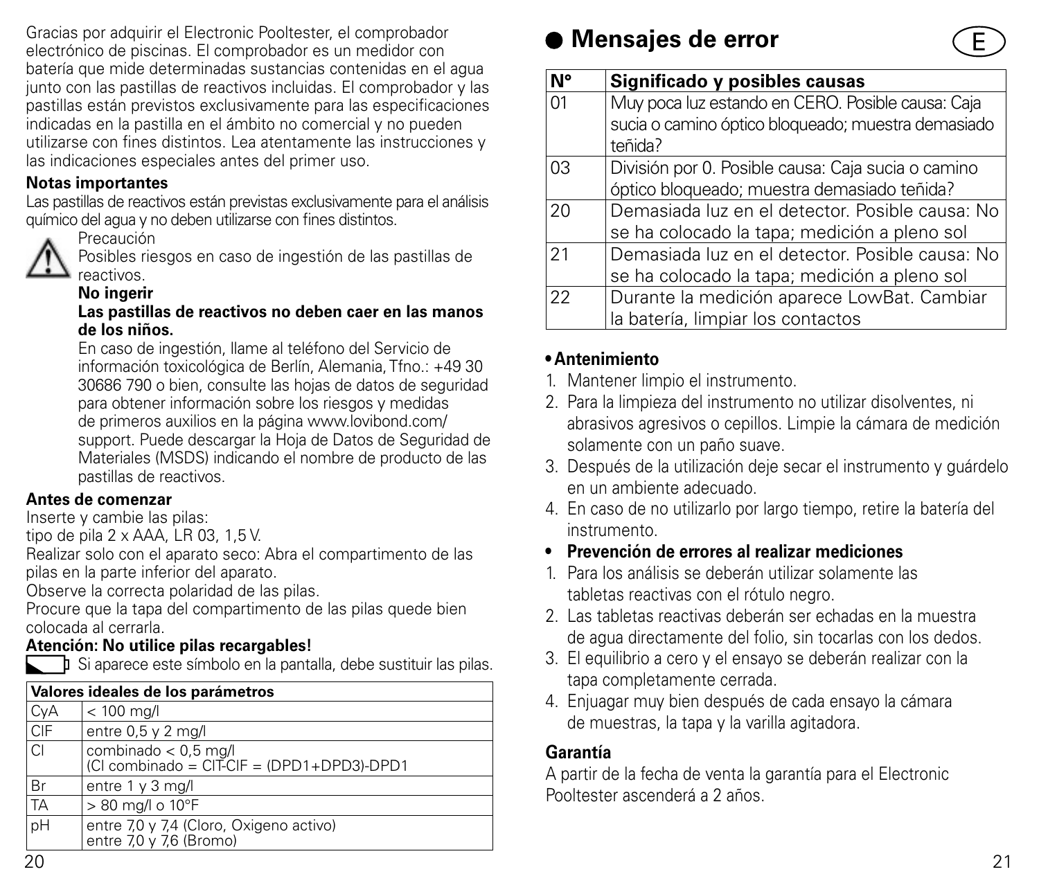Gracias por adquirir el Electronic Pooltester, el comprobador electrónico de piscinas. El comprobador es un medidor con batería que mide determinadas sustancias contenidas en el agua junto con las pastillas de reactivos incluidas. El comprobador y las pastillas están previstos exclusivamente para las especificaciones indicadas en la pastilla en el ámbito no comercial y no pueden utilizarse con fines distintos. Lea atentamente las instrucciones y las indicaciones especiales antes del primer uso.

**Notas importantes**

Las pastillas de reactivos están previstas exclusivamente para el análisis químico del agua y no deben utilizarse con fines distintos.

Precaución

Posibles riesgos en caso de ingestión de las pastillas de reactivos.

**No ingerir**

**Las pastillas de reactivos no deben caer en las manos de los niños.**

En caso de ingestión, llame al teléfono del Servicio de información toxicológica de Berlín, Alemania, Tfno.: +49 30 30686 790 o bien, consulte las hojas de datos de seguridad para obtener información sobre los riesgos y medidas de primeros auxilios en la página www.lovibond.com/support. Puede descargar la Hoja de Datos de Seguridad de Materiales (MSDS) indicando el nombre de producto de las pastillas de reactivos.

**Antes de comenzar**

Inserte y cambie las pilas:
tipo de pila 2 x AAA, LR 03, 1,5 V.
Realizar solo con el aparato seco: Abra el compartimento de las pilas en la parte inferior del aparato.
Observe la correcta polaridad de las pilas.
Procure que la tapa del compartimento de las pilas quede bien colocada al cerrarla.

**Atención: No utilice pilas recargables!**

Si aparece este símbolo en la pantalla, debe sustituir las pilas.

| **Valores ideales de los parámetros** | |
|---|---|
| CyA | < 100 mg/l |
| ClF | entre 0,5 y 2 mg/l |
| Cl | combinado < 0,5 mg/l (Cl combinado = ClT-ClF = (DPD1+DPD3)-DPD1 |
| Br | entre 1 y 3 mg/l |
| TA | > 80 mg/l o 10°F |
| pH | entre 7,0 y 7,4 (Cloro, Oxigeno activo) entre 7,0 y 7,6 (Bromo) |

## Mensajes de error

| **N°** | **Significado y posibles causas** |
|---|---|
| 01 | Muy poca luz estando en CERO. Posible causa: Caja sucia o camino óptico bloqueado; muestra demasiado teñida? |
| 03 | División por 0. Posible causa: Caja sucia o camino óptico bloqueado; muestra demasiado teñida? |
| 20 | Demasiada luz en el detector. Posible causa: No se ha colocado la tapa; medición a pleno sol |
| 21 | Demasiada luz en el detector. Posible causa: No se ha colocado la tapa; medición a pleno sol |
| 22 | Durante la medición aparece LowBat. Cambiar la batería, limpiar los contactos |

**• Antenimiento**

1. Mantener limpio el instrumento.
2. Para la limpieza del instrumento no utilizar disolventes, ni abrasivos agresivos o cepillos. Limpie la cámara de medición solamente con un paño suave.
3. Después de la utilización deje secar el instrumento y guárdelo en un ambiente adecuado.
4. En caso de no utilizarlo por largo tiempo, retire la batería del instrumento.

**• Prevención de errores al realizar mediciones**

1. Para los análisis se deberán utilizar solamente las tabletas reactivas con el rótulo negro.
2. Las tabletas reactivas deberán ser echadas en la muestra de agua directamente del folio, sin tocarlas con los dedos.
3. El equilibrio a cero y el ensayo se deberán realizar con la tapa completamente cerrada.
4. Enjuagar muy bien después de cada ensayo la cámara de muestras, la tapa y la varilla agitadora.

**Garantía**

A partir de la fecha de venta la garantía para el Electronic Pooltester ascenderá a 2 años.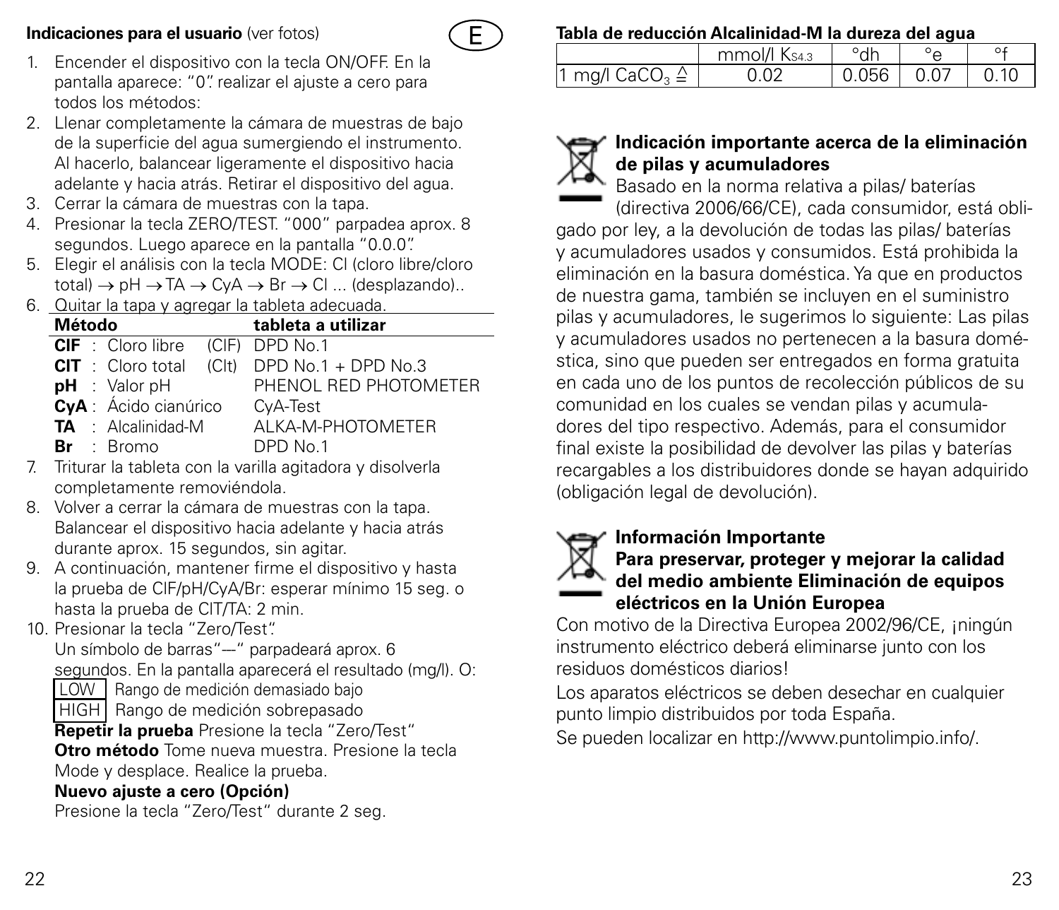**Indicaciones para el usuario** (ver fotos)

E

1. Encender el dispositivo con la tecla ON/OFF. En la pantalla aparece: "0". realizar el ajuste a cero para todos los métodos:
2. Llenar completamente la cámara de muestras de bajo de la superficie del agua sumergiendo el instrumento. Al hacerlo, balancear ligeramente el dispositivo hacia adelante y hacia atrás. Retirar el dispositivo del agua.
3. Cerrar la cámara de muestras con la tapa.
4. Presionar la tecla ZERO/TEST. "000" parpadea aprox. 8 segundos. Luego aparece en la pantalla "0.0.0".
5. Elegir el análisis con la tecla MODE: Cl (cloro libre/cloro total) → pH → TA → CyA → Br → Cl ... (desplazando)..
6. Quitar la tapa y agregar la tableta adecuada.

| Método | | tableta a utilizar |
|---|---|---|
| **ClF** : Cloro libre | (ClF) | DPD No.1 |
| **ClT** : Cloro total | (Clt) | DPD No.1 + DPD No.3 |
| **pH** : Valor pH | | PHENOL RED PHOTOMETER |
| **CyA** : Ácido cianúrico | | CyA-Test |
| **TA** : Alcalinidad-M | | ALKA-M-PHOTOMETER |
| **Br** : Bromo | | DPD No.1 |

7. Triturar la tableta con la varilla agitadora y disolverla completamente removiéndola.
8. Volver a cerrar la cámara de muestras con la tapa. Balancear el dispositivo hacia adelante y hacia atrás durante aprox. 15 segundos, sin agitar.
9. A continuación, mantener firme el dispositivo y hasta la prueba de ClF/pH/CyA/Br: esperar mínimo 15 seg. o hasta la prueba de ClT/TA: 2 min.
10. Presionar la tecla "Zero/Test".
    Un símbolo de barras"---" parpadeará aprox. 6 segundos. En la pantalla aparecerá el resultado (mg/l). O:
    LOW  Rango de medición demasiado bajo
    HIGH  Rango de medición sobrepasado
    **Repetir la prueba** Presione la tecla "Zero/Test"
    **Otro método** Tome nueva muestra. Presione la tecla Mode y desplace. Realice la prueba.
    **Nuevo ajuste a cero (Opción)**
    Presione la tecla "Zero/Test" durante 2 seg.

**Tabla de reducción Alcalinidad-M la dureza del agua**

| | mmol/l $K_{S4.3}$ | °dh | °e | °f |
|---|---|---|---|---|
| 1 mg/l $CaCO_3$ ≙ | 0.02 | 0.056 | 0.07 | 0.10 |

**Indicación importante acerca de la eliminación de pilas y acumuladores**

Basado en la norma relativa a pilas/ baterías (directiva 2006/66/CE), cada consumidor, está obligado por ley, a la devolución de todas las pilas/ baterías y acumuladores usados y consumidos. Está prohibida la eliminación en la basura doméstica. Ya que en productos de nuestra gama, también se incluyen en el suministro pilas y acumuladores, le sugerimos lo siguiente: Las pilas y acumuladores usados no pertenecen a la basura doméstica, sino que pueden ser entregados en forma gratuita en cada uno de los puntos de recolección públicos de su comunidad en los cuales se vendan pilas y acumuladores del tipo respectivo. Además, para el consumidor final existe la posibilidad de devolver las pilas y baterías recargables a los distribuidores donde se hayan adquirido (obligación legal de devolución).

**Información Importante**
**Para preservar, proteger y mejorar la calidad del medio ambiente Eliminación de equipos eléctricos en la Unión Europea**

Con motivo de la Directiva Europea 2002/96/CE, ¡ningún instrumento eléctrico deberá eliminarse junto con los residuos domésticos diarios!

Los aparatos eléctricos se deben desechar en cualquier punto limpio distribuidos por toda España.

Se pueden localizar en http://www.puntolimpio.info/.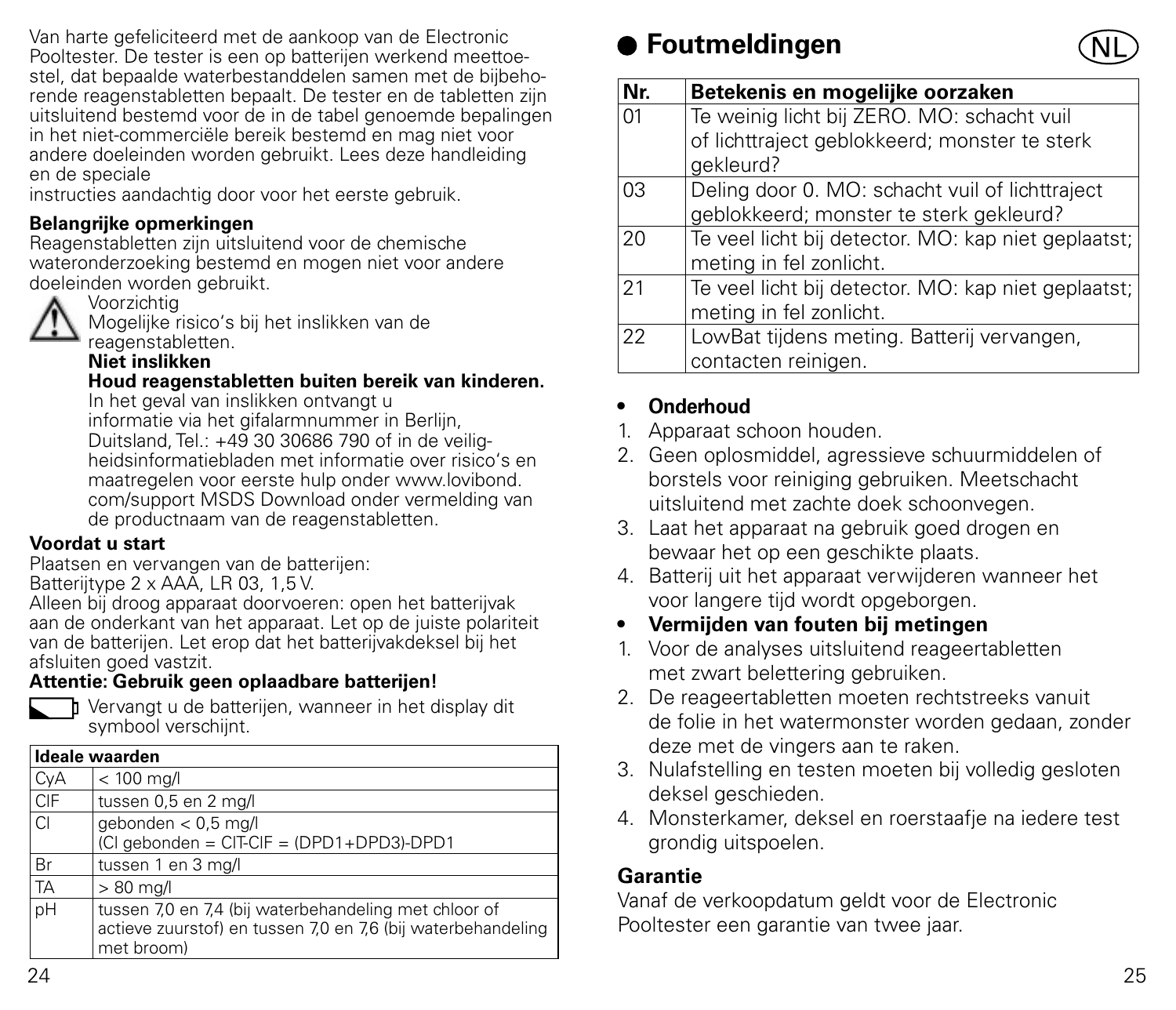Van harte gefeliciteerd met de aankoop van de Electronic Pooltester. De tester is een op batterijen werkend meettoestel, dat bepaalde waterbestanddelen samen met de bijbehorende reagenstabletten bepaalt. De tester en de tabletten zijn uitsluitend bestemd voor de in de tabel genoemde bepalingen in het niet-commerciële bereik bestemd en mag niet voor andere doeleinden worden gebruikt. Lees deze handleiding en de speciale
instructies aandachtig door voor het eerste gebruik.

**Belangrijke opmerkingen**
Reagenstabletten zijn uitsluitend voor de chemische wateronderzoeking bestemd en mogen niet voor andere doeleinden worden gebruikt.

⚠ Voorzichtig
Mogelijke risico's bij het inslikken van de reagenstabletten.
**Niet inslikken**
**Houd reagenstabletten buiten bereik van kinderen.**
In het geval van inslikken ontvangt u informatie via het gifalarmnummer in Berlijn, Duitsland, Tel.: +49 30 30686 790 of in de veiligheidsinformatiebladen met informatie over risico's en maatregelen voor eerste hulp onder www.lovibond.com/support MSDS Download onder vermelding van de productnaam van de reagenstabletten.

**Voordat u start**
Plaatsen en vervangen van de batterijen:
Batterijtype 2 x AAA, LR 03, 1,5 V.
Alleen bij droog apparaat doorvoeren: open het batterijvak aan de onderkant van het apparaat. Let op de juiste polariteit van de batterijen. Let erop dat het batterijvakdeksel bij het afsluiten goed vastzit.
**Attentie: Gebruik geen oplaadbare batterijen!**
Vervangt u de batterijen, wanneer in het display dit symbool verschijnt.

| Ideale waarden | |
|---|---|
| CyA | < 100 mg/l |
| ClF | tussen 0,5 en 2 mg/l |
| Cl | gebonden < 0,5 mg/l<br>(Cl gebonden = ClT-ClF = (DPD1+DPD3)-DPD1 |
| Br | tussen 1 en 3 mg/l |
| TA | > 80 mg/l |
| pH | tussen 7,0 en 7,4 (bij waterbehandeling met chloor of actieve zuurstof) en tussen 7,0 en 7,6 (bij waterbehandeling met broom) |

## Foutmeldingen

NL

| Nr. | Betekenis en mogelijke oorzaken |
|---|---|
| 01 | Te weinig licht bij ZERO. MO: schacht vuil of lichttraject geblokkeerd; monster te sterk gekleurd? |
| 03 | Deling door 0. MO: schacht vuil of lichttraject geblokkeerd; monster te sterk gekleurd? |
| 20 | Te veel licht bij detector. MO: kap niet geplaatst; meting in fel zonlicht. |
| 21 | Te veel licht bij detector. MO: kap niet geplaatst; meting in fel zonlicht. |
| 22 | LowBat tijdens meting. Batterij vervangen, contacten reinigen. |

- **Onderhoud**

1. Apparaat schoon houden.
2. Geen oplosmiddel, agressieve schuurmiddelen of borstels voor reiniging gebruiken. Meetschacht uitsluitend met zachte doek schoonvegen.
3. Laat het apparaat na gebruik goed drogen en bewaar het op een geschikte plaats.
4. Batterij uit het apparaat verwijderen wanneer het voor langere tijd wordt opgeborgen.

- **Vermijden van fouten bij metingen**

1. Voor de analyses uitsluitend reageertabletten met zwart belettering gebruiken.
2. De reageertabletten moeten rechtstreeks vanuit de folie in het watermonster worden gedaan, zonder deze met de vingers aan te raken.
3. Nulafstelling en testen moeten bij volledig gesloten deksel geschieden.
4. Monsterkamer, deksel en roerstaafje na iedere test grondig uitspoelen.

**Garantie**
Vanaf de verkoopdatum geldt voor de Electronic Pooltester een garantie van twee jaar.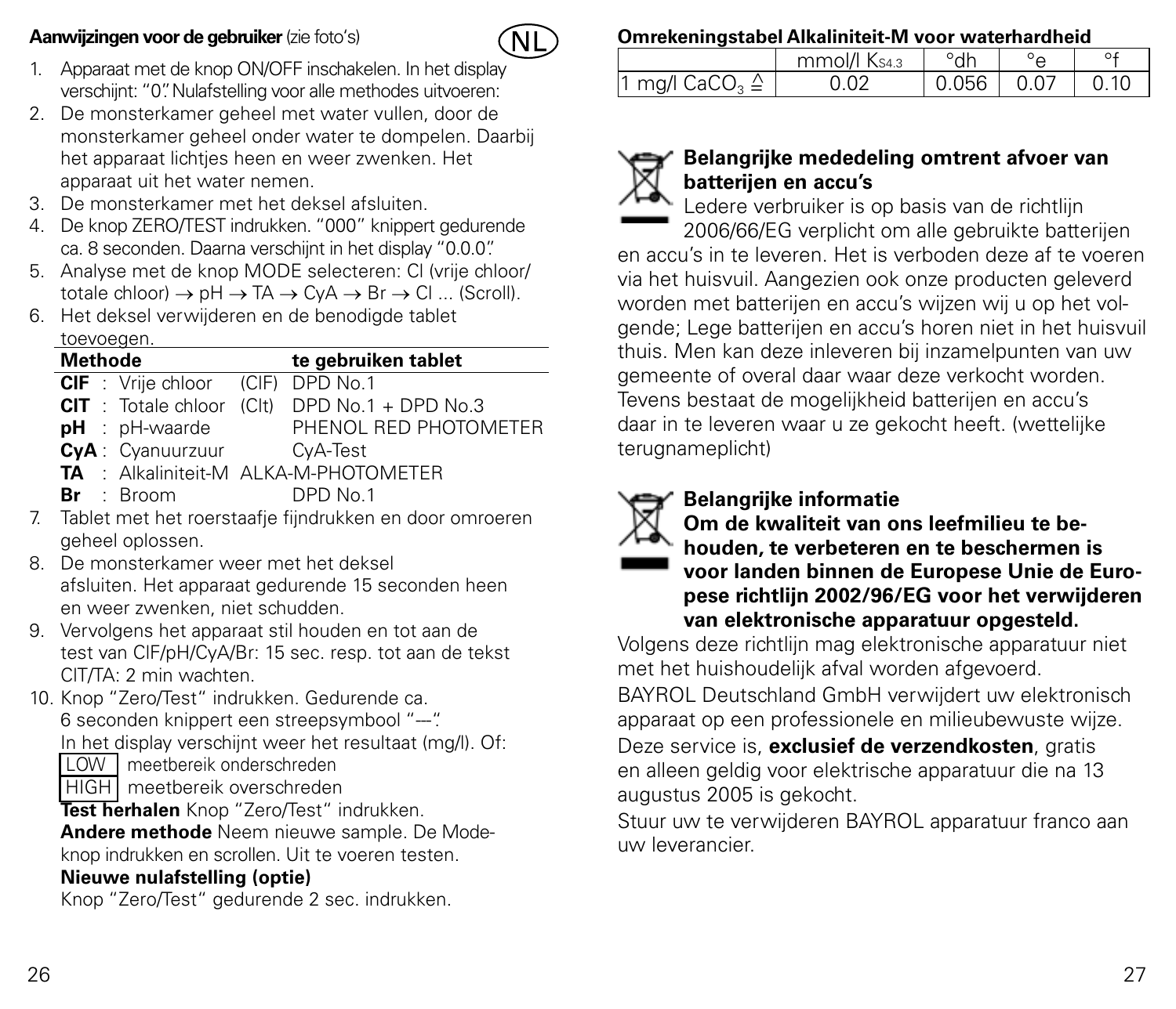## Aanwijzingen voor de gebruiker (zie foto's)

NL

1. Apparaat met de knop ON/OFF inschakelen. In het display verschijnt: "0". Nulafstelling voor alle methodes uitvoeren:
2. De monsterkamer geheel met water vullen, door de monsterkamer geheel onder water te dompelen. Daarbij het apparaat lichtjes heen en weer zwenken. Het apparaat uit het water nemen.
3. De monsterkamer met het deksel afsluiten.
4. De knop ZERO/TEST indrukken. "000" knippert gedurende ca. 8 seconden. Daarna verschijnt in het display "0.0.0".
5. Analyse met de knop MODE selecteren: Cl (vrije chloor/ totale chloor) → pH → TA → CyA → Br → Cl ... (Scroll).
6. Het deksel verwijderen en de benodigde tablet toevoegen.

| Methode | | te gebruiken tablet |
|---|---|---|
| **ClF** : Vrije chloor | (ClF) | DPD No.1 |
| **ClT** : Totale chloor | (Clt) | DPD No.1 + DPD No.3 |
| **pH** : pH-waarde | | PHENOL RED PHOTOMETER |
| **CyA** : Cyanuurzuur | | CyA-Test |
| **TA** : Alkaliniteit-M | | ALKA-M-PHOTOMETER |
| **Br** : Broom | | DPD No.1 |

7. Tablet met het roerstaafje fijndrukken en door omroeren geheel oplossen.
8. De monsterkamer weer met het deksel afsluiten. Het apparaat gedurende 15 seconden heen en weer zwenken, niet schudden.
9. Vervolgens het apparaat stil houden en tot aan de test van ClF/pH/CyA/Br: 15 sec. resp. tot aan de tekst ClT/TA: 2 min wachten.
10. Knop "Zero/Test" indrukken. Gedurende ca. 6 seconden knippert een streepsymbool "---". In het display verschijnt weer het resultaat (mg/l). Of:
    LOW meetbereik onderschreden
    HIGH meetbereik overschreden
    **Test herhalen** Knop "Zero/Test" indrukken.
    **Andere methode** Neem nieuwe sample. De Mode-knop indrukken en scrollen. Uit te voeren testen.
    **Nieuwe nulafstelling (optie)**
    Knop "Zero/Test" gedurende 2 sec. indrukken.

**Omrekeningstabel Alkaliniteit-M voor waterhardheid**

| | mmol/l $K_{S4.3}$ | °dh | °e | °f |
|---|---|---|---|---|
| 1 mg/l $CaCO_3$ ≙ | 0.02 | 0.056 | 0.07 | 0.10 |

**Belangrijke mededeling omtrent afvoer van batterijen en accu's**

Iedere verbruiker is op basis van de richtlijn 2006/66/EG verplicht om alle gebruikte batterijen en accu's in te leveren. Het is verboden deze af te voeren via het huisvuil. Aangezien ook onze producten geleverd worden met batterijen en accu's wijzen wij u op het volgende; Lege batterijen en accu's horen niet in het huisvuil thuis. Men kan deze inleveren bij inzamelpunten van uw gemeente of overal daar waar deze verkocht worden. Tevens bestaat de mogelijkheid batterijen en accu's daar in te leveren waar u ze gekocht heeft. (wettelijke terugnameplicht)

**Belangrijke informatie**
**Om de kwaliteit van ons leefmilieu te behouden, te verbeteren en te beschermen is voor landen binnen de Europese Unie de Europese richtlijn 2002/96/EG voor het verwijderen van elektronische apparatuur opgesteld.**

Volgens deze richtlijn mag elektronische apparatuur niet met het huishoudelijk afval worden afgevoerd.

BAYROL Deutschland GmbH verwijdert uw elektronisch apparaat op een professionele en milieubewuste wijze.

Deze service is, **exclusief de verzendkosten**, gratis en alleen geldig voor elektrische apparatuur die na 13 augustus 2005 is gekocht.

Stuur uw te verwijderen BAYROL apparatuur franco aan uw leverancier.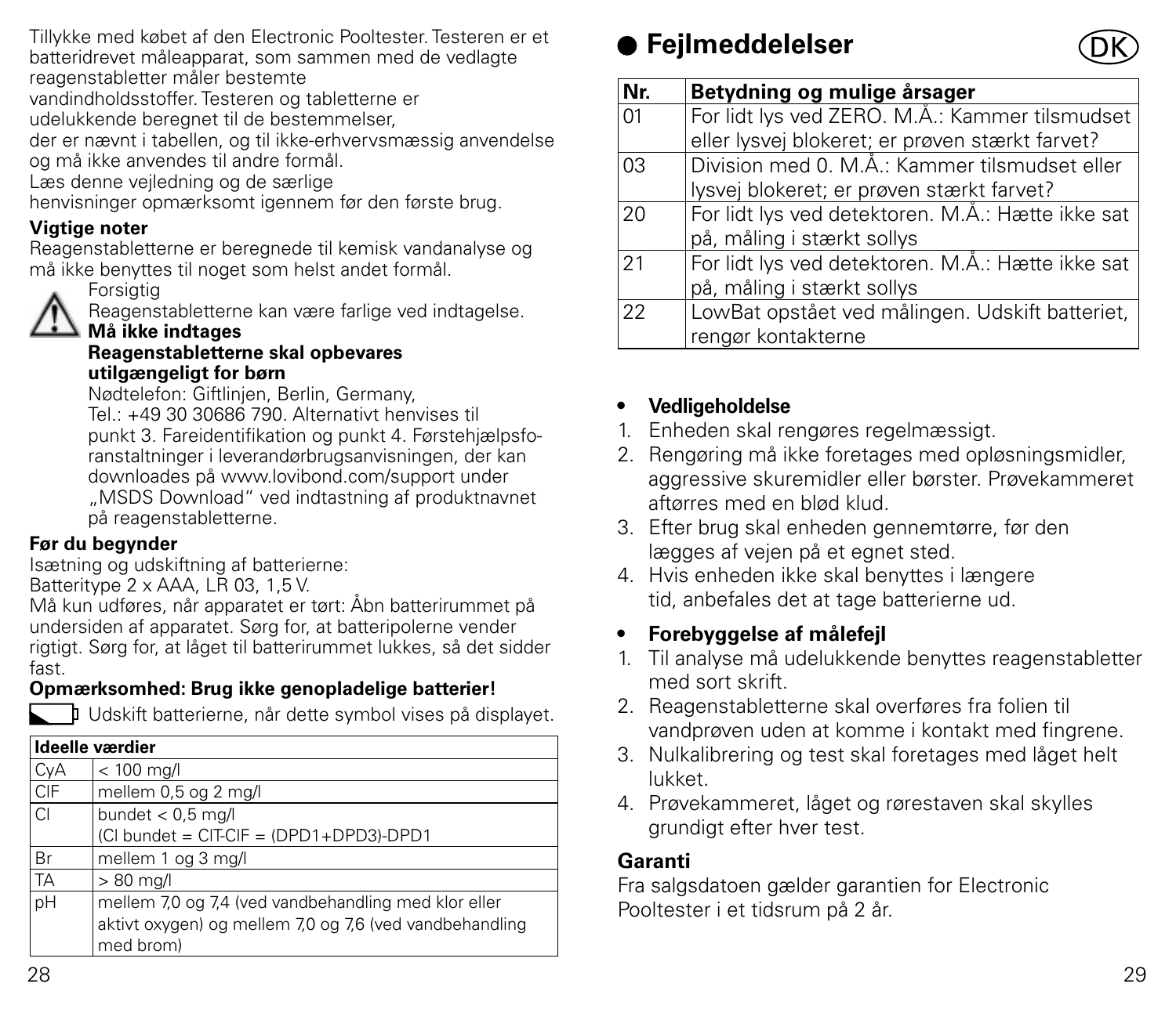Tillykke med købet af den Electronic Pooltester. Testeren er et batteridrevet måleapparat, som sammen med de vedlagte reagenstabletter måler bestemte vandindholdsstoffer. Testeren og tabletterne er udelukkende beregnet til de bestemmelser, der er nævnt i tabellen, og til ikke-erhvervsmæssig anvendelse og må ikke anvendes til andre formål.
Læs denne vejledning og de særlige henvisninger opmærksomt igennem før den første brug.

**Vigtige noter**

Reagenstabletterne er beregnede til kemisk vandanalyse og må ikke benyttes til noget som helst andet formål.

Forsigtig
Reagenstabletterne kan være farlige ved indtagelse.
**Må ikke indtages**
**Reagenstabletterne skal opbevares utilgængeligt for børn**
Nødtelefon: Giftlinjen, Berlin, Germany,
Tel.: +49 30 30686 790. Alternativt henvises til punkt 3. Fareidentifikation og punkt 4. Førstehjælpsforanstaltninger i leverandørbrugsanvisningen, der kan downloades på www.lovibond.com/support under „MSDS Download" ved indtastning af produktnavnet på reagenstabletterne.

**Før du begynder**

Isætning og udskiftning af batterierne:
Batteritype 2 x AAA, LR 03, 1,5 V.
Må kun udføres, når apparatet er tørt: Åbn batterirummet på undersiden af apparatet. Sørg for, at batteripolerne vender rigtigt. Sørg for, at låget til batterirummet lukkes, så det sidder fast.

**Opmærksomhed: Brug ikke genopladelige batterier!**

Udskift batterierne, når dette symbol vises på displayet.

| Ideelle værdier | |
|---|---|
| CyA | < 100 mg/l |
| ClF | mellem 0,5 og 2 mg/l |
| Cl | bundet < 0,5 mg/l<br>(Cl bundet = ClT-ClF = (DPD1+DPD3)-DPD1 |
| Br | mellem 1 og 3 mg/l |
| TA | > 80 mg/l |
| pH | mellem 7,0 og 7,4 (ved vandbehandling med klor eller aktivt oxygen) og mellem 7,0 og 7,6 (ved vandbehandling med brom) |

## Fejlmeddelelser

| Nr. | Betydning og mulige årsager |
|---|---|
| 01 | For lidt lys ved ZERO. M.Å.: Kammer tilsmudset eller lysvej blokeret; er prøven stærkt farvet? |
| 03 | Division med 0. M.Å.: Kammer tilsmudset eller lysvej blokeret; er prøven stærkt farvet? |
| 20 | For lidt lys ved detektoren. M.Å.: Hætte ikke sat på, måling i stærkt sollys |
| 21 | For lidt lys ved detektoren. M.Å.: Hætte ikke sat på, måling i stærkt sollys |
| 22 | LowBat opstået ved målingen. Udskift batteriet, rengør kontakterne |

- **Vedligeholdelse**

1. Enheden skal rengøres regelmæssigt.
2. Rengøring må ikke foretages med opløsningsmidler, aggressive skuremidler eller børster. Prøvekammeret aftørres med en blød klud.
3. Efter brug skal enheden gennemtørre, før den lægges af vejen på et egnet sted.
4. Hvis enheden ikke skal benyttes i længere tid, anbefales det at tage batterierne ud.

- **Forebyggelse af målefejl**

1. Til analyse må udelukkende benyttes reagenstabletter med sort skrift.
2. Reagenstabletterne skal overføres fra folien til vandprøven uden at komme i kontakt med fingrene.
3. Nulkalibrering og test skal foretages med låget helt lukket.
4. Prøvekammeret, låget og ørestaven skal skylles grundigt efter hver test.

**Garanti**

Fra salgsdatoen gælder garantien for Electronic Pooltester i et tidsrum på 2 år.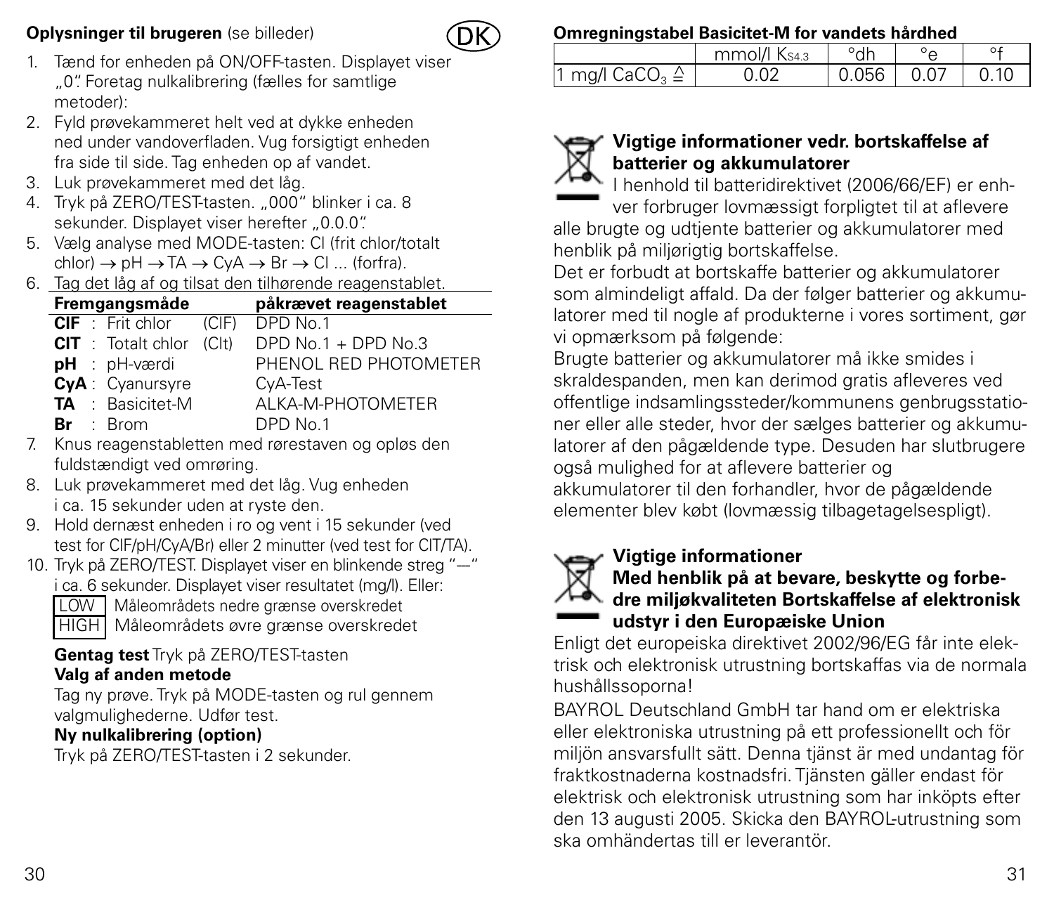**Oplysninger til brugeren** (se billeder)

DK

1. Tænd for enheden på ON/OFF-tasten. Displayet viser „0". Foretag nulkalibrering (fælles for samtlige metoder):
2. Fyld prøvekammeret helt ved at dykke enheden ned under vandoverfladen. Vug forsigtigt enheden fra side til side. Tag enheden op af vandet.
3. Luk prøvekammeret med det låg.
4. Tryk på ZERO/TEST-tasten. „000" blinker i ca. 8 sekunder. Displayet viser herefter „0.0.0".
5. Vælg analyse med MODE-tasten: Cl (frit chlor/totalt chlor) → pH → TA → CyA → Br → Cl ... (forfra).
6. Tag det låg af og tilsat den tilhørende reagenstablet.

| Fremgangsmåde | | påkrævet reagenstablet |
|---|---|---|
| **ClF** : Frit chlor | (ClF) | DPD No.1 |
| **ClT** : Totalt chlor | (Clt) | DPD No.1 + DPD No.3 |
| **pH** : pH-værdi | | PHENOL RED PHOTOMETER |
| **CyA** : Cyanursyre | | CyA-Test |
| **TA** : Basicitet-M | | ALKA-M-PHOTOMETER |
| **Br** : Brom | | DPD No.1 |

7. Knus reagenstabletten med rørestaven og opløs den fuldstændigt ved omrøring.
8. Luk prøvekammeret med det låg. Vug enheden i ca. 15 sekunder uden at ryste den.
9. Hold dernæst enheden i ro og vent i 15 sekunder (ved test for ClF/pH/CyA/Br) eller 2 minutter (ved test for ClT/TA).
10. Tryk på ZERO/TEST. Displayet viser en blinkende streg "—" i ca. 6 sekunder. Displayet viser resultatet (mg/l). Eller:
    LOW Måleområdets nedre grænse overskredet
    HIGH Måleområdets øvre grænse overskredet

**Gentag test** Tryk på ZERO/TEST-tasten
**Valg af anden metode**
Tag ny prøve. Tryk på MODE-tasten og rul gennem valgmulighederne. Udfør test.
**Ny nulkalibrering (option)**
Tryk på ZERO/TEST-tasten i 2 sekunder.

**Omregningstabel Basicitet-M for vandets hårdhed**

| | mmol/l $K_{S4.3}$ | °dh | °e | °f |
|---|---|---|---|---|
| 1 mg/l $CaCO_3$ ≙ | 0.02 | 0.056 | 0.07 | 0.10 |

**Vigtige informationer vedr. bortskaffelse af batterier og akkumulatorer**

I henhold til batteridirektivet (2006/66/EF) er enhver forbruger lovmæssigt forpligtet til at aflevere alle brugte og udtjente batterier og akkumulatorer med henblik på miljørigtig bortskaffelse.
Det er forbudt at bortskaffe batterier og akkumulatorer som almindeligt affald. Da der følger batterier og akkumulatorer med til nogle af produkterne i vores sortiment, gør vi opmærksom på følgende:
Brugte batterier og akkumulatorer må ikke smides i skraldespanden, men kan derimod gratis afleveres ved offentlige indsamlingssteder/kommunens genbrugsstationer eller alle steder, hvor der sælges batterier og akkumulatorer af den pågældende type. Desuden har slutbrugere også mulighed for at aflevere batterier og akkumulatorer til den forhandler, hvor de pågældende elementer blev købt (lovmæssig tilbagetagelsespligt).

**Vigtige informationer**
**Med henblik på at bevare, beskytte og forbedre miljøkvaliteten Bortskaffelse af elektronisk udstyr i den Europæiske Union**

Enligt det europeiska direktivet 2002/96/EG får inte elektrisk och elektronisk utrustning bortskaffas via de normala hushållssoporna!
BAYROL Deutschland GmbH tar hand om er elektriska eller elektroniska utrustning på ett professionellt och för miljön ansvarsfullt sätt. Denna tjänst är med undantag för fraktkostnaderna kostnadsfri. Tjänsten gäller endast för elektrisk och elektronisk utrustning som har inköpts efter den 13 augusti 2005. Skicka den BAYROL-utrustning som ska omhändertas till er leverantör.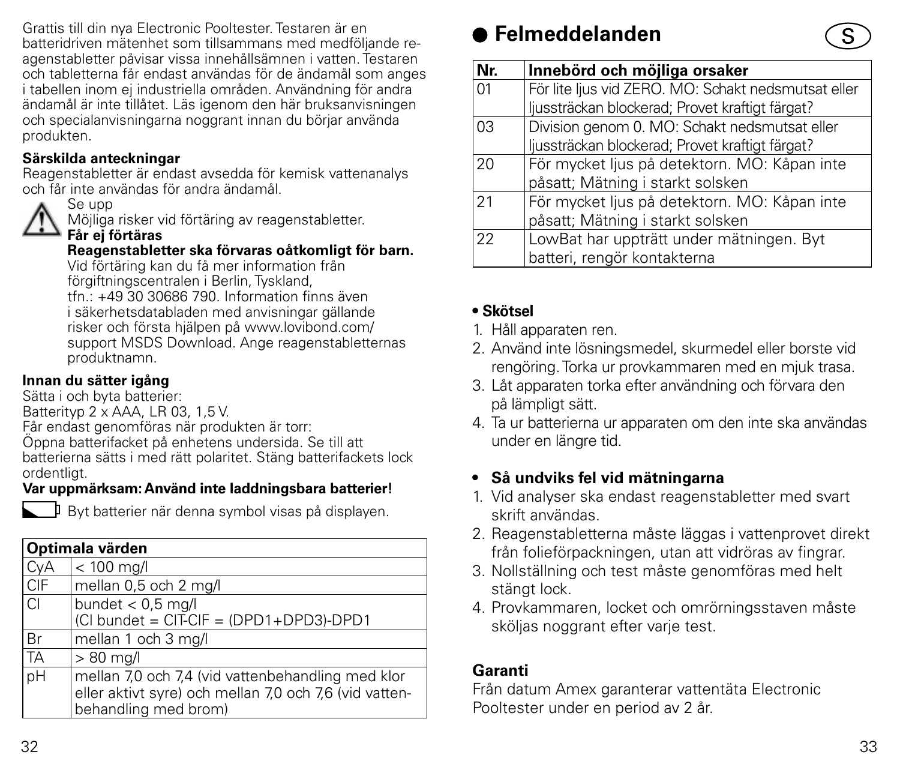Grattis till din nya Electronic Pooltester. Testaren är en batteridriven mätenhet som tillsammans med medföljande reagenstabletter påvisar vissa innehållsämnen i vatten. Testaren och tabletterna får endast användas för de ändamål som anges i tabellen inom ej industriella områden. Användning för andra ändamål är inte tillåtet. Läs igenom den här bruksanvisningen och specialanvisningarna noggrant innan du börjar använda produkten.

**Särskilda anteckningar**

Reagenstabletter är endast avsedda för kemisk vattenanalys och får inte användas för andra ändamål.

Se upp

Möjliga risker vid förtäring av reagenstabletter.

**Får ej förtäras**

**Reagenstabletter ska förvaras oåtkomligt för barn.**

Vid förtäring kan du få mer information från förgiftningscentralen i Berlin, Tyskland, tfn.: +49 30 30686 790. Information finns även i säkerhetsdatabladen med anvisningar gällande risker och första hjälpen på www.lovibond.com/support MSDS Download. Ange reagenstabletternas produktnamn.

**Innan du sätter igång**

Sätta i och byta batterier:

Batterityp 2 x AAA, LR 03, 1,5 V.

Får endast genomföras när produkten är torr:

Öppna batterifacket på enhetens undersida. Se till att batterierna sätts i med rätt polaritet. Stäng batterifackets lock ordentligt.

**Var uppmärksam: Använd inte laddningsbara batterier!**

Byt batterier när denna symbol visas på displayen.

| Optimala värden | |
|---|---|
| CyA | < 100 mg/l |
| ClF | mellan 0,5 och 2 mg/l |
| Cl | bundet < 0,5 mg/l (Cl bundet = ClT-ClF = (DPD1+DPD3)-DPD1 |
| Br | mellan 1 och 3 mg/l |
| TA | > 80 mg/l |
| pH | mellan 7,0 och 7,4 (vid vattenbehandling med klor eller aktivt syre) och mellan 7,0 och 7,6 (vid vattenbehandling med brom) |

## ● Felmeddelanden

| Nr. | Innebörd och möjliga orsaker |
|---|---|
| 01 | För lite ljus vid ZERO. MO: Schakt nedsmutsat eller ljussträckan blockerad; Provet kraftigt färgat? |
| 03 | Division genom 0. MO: Schakt nedsmutsat eller ljussträckan blockerad; Provet kraftigt färgat? |
| 20 | För mycket ljus på detektorn. MO: Kåpan inte påsatt; Mätning i starkt solsken |
| 21 | För mycket ljus på detektorn. MO: Kåpan inte påsatt; Mätning i starkt solsken |
| 22 | LowBat har uppträtt under mätningen. Byt batteri, rengör kontakterna |

**• Skötsel**

1. Håll apparaten ren.
2. Använd inte lösningsmedel, skurmedel eller borste vid rengöring. Torka ur provkammaren med en mjuk trasa.
3. Låt apparaten torka efter användning och förvara den på lämpligt sätt.
4. Ta ur batterierna ur apparaten om den inte ska användas under en längre tid.

**• Så undviks fel vid mätningarna**

1. Vid analyser ska endast reagenstabletter med svart skrift användas.
2. Reagenstabletterna måste läggas i vattenprovet direkt från folieförpackningen, utan att vidröras av fingrar.
3. Nollställning och test måste genomföras med helt stängt lock.
4. Provkammaren, locket och omrörningsstaven måste sköljas noggrant efter varje test.

**Garanti**

Från datum Amex garanterar vattentäta Electronic Pooltester under en period av 2 år.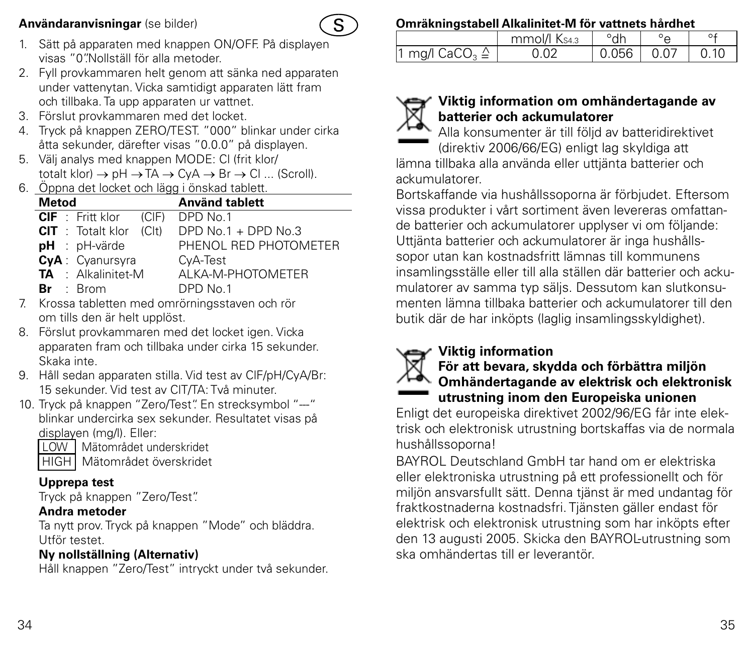**Användaranvisningar** (se bilder) S

1. Sätt på apparaten med knappen ON/OFF. På displayen visas "0".Nollställ för alla metoder.
2. Fyll provkammaren helt genom att sänka ned apparaten under vattenytan. Vicka samtidigt apparaten lätt fram och tillbaka. Ta upp apparaten ur vattnet.
3. Förslut provkammaren med det locket.
4. Tryck på knappen ZERO/TEST. "000" blinkar under cirka åtta sekunder, därefter visas "0.0.0" på displayen.
5. Välj analys med knappen MODE: Cl (frit klor/ totalt klor) → pH → TA → CyA → Br → Cl ... (Scroll).
6. Öppna det locket och lägg i önskad tablett.

| Metod | | Använd tablett |
|---|---|---|
| **ClF** : Fritt klor | (ClF) | DPD No.1 |
| **ClT** : Totalt klor | (Clt) | DPD No.1 + DPD No.3 |
| **pH** : pH-värde | | PHENOL RED PHOTOMETER |
| **CyA** : Cyanursyra | | CyA-Test |
| **TA** : Alkalinitet-M | | ALKA-M-PHOTOMETER |
| **Br** : Brom | | DPD No.1 |

7. Krossa tabletten med omrörningsstaven och rör om tills den är helt upplöst.
8. Förslut provkammaren med det locket igen. Vicka apparaten fram och tillbaka under cirka 15 sekunder. Skaka inte.
9. Håll sedan apparaten stilla. Vid test av ClF/pH/CyA/Br: 15 sekunder. Vid test av ClT/TA: Två minuter.
10. Tryck på knappen "Zero/Test". En strecksymbol "---" blinkar undercirka sex sekunder. Resultatet visas på displayen (mg/l). Eller:
    LOW Mätområdet underskridet
    HIGH Mätområdet överskridet

**Upprepa test**
Tryck på knappen "Zero/Test".

**Andra metoder**
Ta nytt prov. Tryck på knappen "Mode" och bläddra. Utför testet.

**Ny nollställning (Alternativ)**
Håll knappen "Zero/Test" intryckt under två sekunder.

**Omräkningstabell Alkalinitet-M för vattnets hårdhet**

| | mmol/l $K_{S4.3}$ | °dh | °e | °f |
|---|---|---|---|---|
| 1 mg/l $CaCO_3$ ≙ | 0.02 | 0.056 | 0.07 | 0.10 |

**Viktig information om omhändertagande av batterier och ackumulatorer**

Alla konsumenter är till följd av batteridirektivet (direktiv 2006/66/EG) enligt lag skyldiga att lämna tillbaka alla använda eller uttjänta batterier och ackumulatorer.
Bortskaffande via hushållssoporna är förbjudet. Eftersom vissa produkter i vårt sortiment även levereras omfattande batterier och ackumulatorer upplyser vi om följande: Uttjänta batterier och ackumulatorer är inga hushållssopor utan kan kostnadsfritt lämnas till kommunens insamlingsställe eller till alla ställen där batterier och ackumulatorer av samma typ säljs. Dessutom kan slutkonsumenten lämna tillbaka batterier och ackumulatorer till den butik där de har inköpts (laglig insamlingsskyldighet).

**Viktig information**
**För att bevara, skydda och förbättra miljön**
**Omhändertagande av elektrisk och elektronisk utrustning inom den Europeiska unionen**

Enligt det europeiska direktivet 2002/96/EG får inte elektrisk och elektronisk utrustning bortskaffas via de normala hushållssoporna!
BAYROL Deutschland GmbH tar hand om er elektriska eller elektroniska utrustning på ett professionellt och för miljön ansvarsfullt sätt. Denna tjänst är med undantag för fraktkostnaderna kostnadsfri. Tjänsten gäller endast för elektrisk och elektronisk utrustning som har inköpts efter den 13 augusti 2005. Skicka den BAYROL-utrustning som ska omhändertas till er leverantör.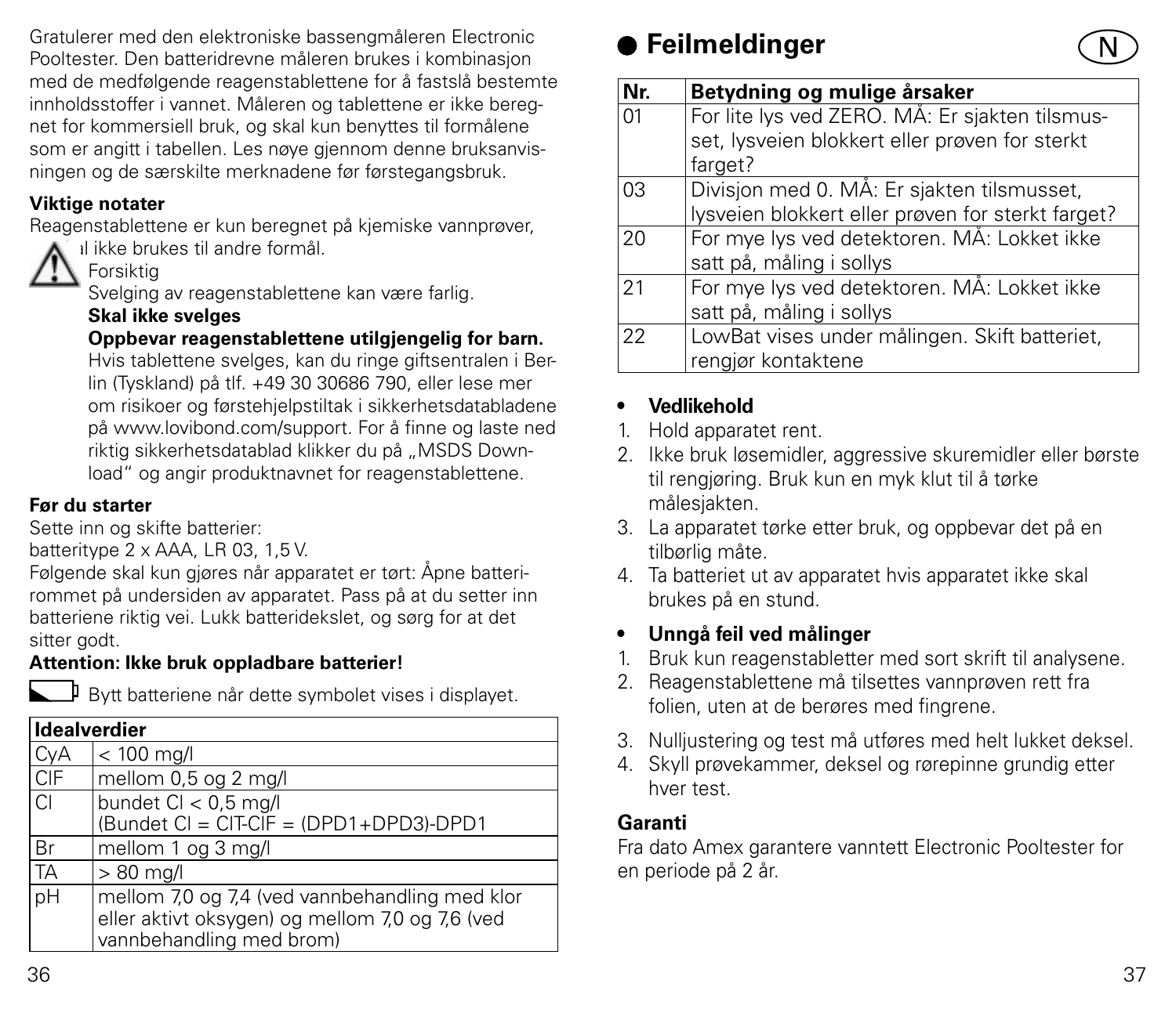Gratulerer med den elektroniske bassengmåleren Electronic Pooltester. Den batteridrevne måleren brukes i kombinasjon med de medfølgende reagenstablettene for å fastslå bestemte innholdsstoffer i vannet. Måleren og tablettene er ikke beregnet for kommersiell bruk, og skal kun benyttes til formålene som er angitt i tabellen. Les nøye gjennom denne bruksanvisningen og de særskilte merknadene før førstegangsbruk.

**Viktige notater**

Reagenstablettene er kun beregnet på kjemiske vannprøver, skal ikke brukes til andre formål.

Forsiktig

Svelging av reagenstablettene kan være farlig.

**Skal ikke svelges**

**Oppbevar reagenstablettene utilgjengelig for barn.**

Hvis tablettene svelges, kan du ringe giftsentralen i Berlin (Tyskland) på tlf. +49 30 30686 790, eller lese mer om risikoer og førstehjelpstiltak i sikkerhetsdatabladene på www.lovibond.com/support. For å finne og laste ned riktig sikkerhetsdatablad klikker du på „MSDS Download" og angir produktnavnet for reagenstablettene.

**Før du starter**

Sette inn og skifte batterier:
batteritype 2 x AAA, LR 03, 1,5 V.

Følgende skal kun gjøres når apparatet er tørt: Åpne batterirommet på undersiden av apparatet. Pass på at du setter inn batteriene riktig vei. Lukk batteridekslet, og sørg for at det sitter godt.

**Attention: Ikke bruk oppladbare batterier!**

Bytt batteriene når dette symbolet vises i displayet.

| Idealverdier | |
|---|---|
| CyA | < 100 mg/l |
| ClF | mellom 0,5 og 2 mg/l |
| Cl | bundet Cl < 0,5 mg/l (Bundet Cl = ClT-ClF = (DPD1+DPD3)-DPD1 |
| Br | mellom 1 og 3 mg/l |
| TA | > 80 mg/l |
| pH | mellom 7,0 og 7,4 (ved vannbehandling med klor eller aktivt oksygen) og mellom 7,0 og 7,6 (ved vannbehandling med brom) |

## Feilmeldinger

| Nr. | Betydning og mulige årsaker |
|---|---|
| 01 | For lite lys ved ZERO. MÅ: Er sjakten tilsmusset, lysveien blokkert eller prøven for sterkt farget? |
| 03 | Divisjon med 0. MÅ: Er sjakten tilsmusset, lysveien blokkert eller prøven for sterkt farget? |
| 20 | For mye lys ved detektoren. MÅ: Lokket ikke satt på, måling i sollys |
| 21 | For mye lys ved detektoren. MÅ: Lokket ikke satt på, måling i sollys |
| 22 | LowBat vises under målingen. Skift batteriet, rengjør kontaktene |

**Vedlikehold**

1. Hold apparatet rent.
2. Ikke bruk løsemidler, aggressive skuremidler eller børste til rengjøring. Bruk kun en myk klut til å tørke målesjakten.
3. La apparatet tørke etter bruk, og oppbevar det på en tilbørlig måte.
4. Ta batteriet ut av apparatet hvis apparatet ikke skal brukes på en stund.

**Unngå feil ved målinger**

1. Bruk kun reagenstabletter med sort skrift til analysene.
2. Reagenstablettene må tilsettes vannprøven rett fra folien, uten at de berøres med fingrene.
3. Nulljustering og test må utføres med helt lukket deksel.
4. Skyll prøvekammer, deksel og rørepinne grundig etter hver test.

**Garanti**

Fra dato Amex garantere vanntett Electronic Pooltester for en periode på 2 år.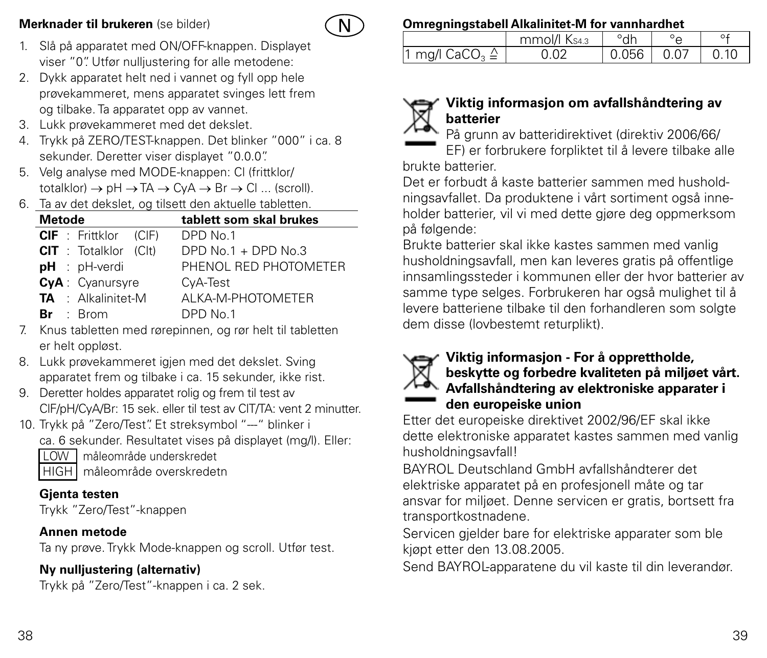**Merknader til brukeren** (se bilder)

N

1. Slå på apparatet med ON/OFF-knappen. Displayet viser "0". Utfør nulljustering for alle metodene:
2. Dykk apparatet helt ned i vannet og fyll opp hele prøvekammeret, mens apparatet svinges lett frem og tilbake. Ta apparatet opp av vannet.
3. Lukk prøvekammeret med det dekslet.
4. Trykk på ZERO/TEST-knappen. Det blinker "000" i ca. 8 sekunder. Deretter viser displayet "0.0.0".
5. Velg analyse med MODE-knappen: Cl (frittklor/totalklor) → pH → TA → CyA → Br → Cl ... (scroll).
6. Ta av det dekslet, og tilsett den aktuelle tabletten.

| Metode | tablett som skal brukes |
|---|---|
| **ClF** : Frittklor (ClF) | DPD No.1 |
| **ClT** : Totalklor (Clt) | DPD No.1 + DPD No.3 |
| **pH** : pH-verdi | PHENOL RED PHOTOMETER |
| **CyA** : Cyanursyre | CyA-Test |
| **TA** : Alkalinitet-M | ALKA-M-PHOTOMETER |
| **Br** : Brom | DPD No.1 |

7. Knus tabletten med rørepinnen, og rør helt til tabletten er helt oppløst.
8. Lukk prøvekammeret igjen med det dekslet. Sving apparatet frem og tilbake i ca. 15 sekunder, ikke rist.
9. Deretter holdes apparatet rolig og frem til test av ClF/pH/CyA/Br: 15 sek. eller til test av ClT/TA: vent 2 minutter.
10. Trykk på "Zero/Test". Et streksymbol "---" blinker i ca. 6 sekunder. Resultatet vises på displayet (mg/l). Eller:

LOW måleområde underskredet

HIGH måleområde overskredetn

**Gjenta testen**

Trykk "Zero/Test"-knappen

**Annen metode**

Ta ny prøve. Trykk Mode-knappen og scroll. Utfør test.

**Ny nulljustering (alternativ)**

Trykk på "Zero/Test"-knappen i ca. 2 sek.

**Omregningstabell Alkalinitet-M for vannhardhet**

| | mmol/l $K_{S4.3}$ | °dh | °e | °f |
|---|---|---|---|---|
| 1 mg/l $CaCO_3$ ≙ | 0.02 | 0.056 | 0.07 | 0.10 |

**Viktig informasjon om avfallshåndtering av batterier**

På grunn av batteridirektivet (direktiv 2006/66/EF) er forbrukere forpliktet til å levere tilbake alle brukte batterier.

Det er forbudt å kaste batterier sammen med husholdningsavfallet. Da produktene i vårt sortiment også inneholder batterier, vil vi med dette gjøre deg oppmerksom på følgende:

Brukte batterier skal ikke kastes sammen med vanlig husholdningsavfall, men kan leveres gratis på offentlige innsamlingssteder i kommunen eller der hvor batterier av samme type selges. Forbrukeren har også mulighet til å levere batteriene tilbake til den forhandleren som solgte dem disse (lovbestemt returplikt).

**Viktig informasjon - For å opprettholde, beskytte og forbedre kvaliteten på miljøet vårt. Avfallshåndtering av elektroniske apparater i den europeiske union**

Etter det europeiske direktivet 2002/96/EF skal ikke dette elektroniske apparatet kastes sammen med vanlig husholdningsavfall!

BAYROL Deutschland GmbH avfallshåndterer det elektriske apparatet på en profesjonell måte og tar ansvar for miljøet. Denne servicen er gratis, bortsett fra transportkostnadene.

Servicen gjelder bare for elektriske apparater som ble kjøpt etter den 13.08.2005.

Send BAYROL-apparatene du vil kaste til din leverandør.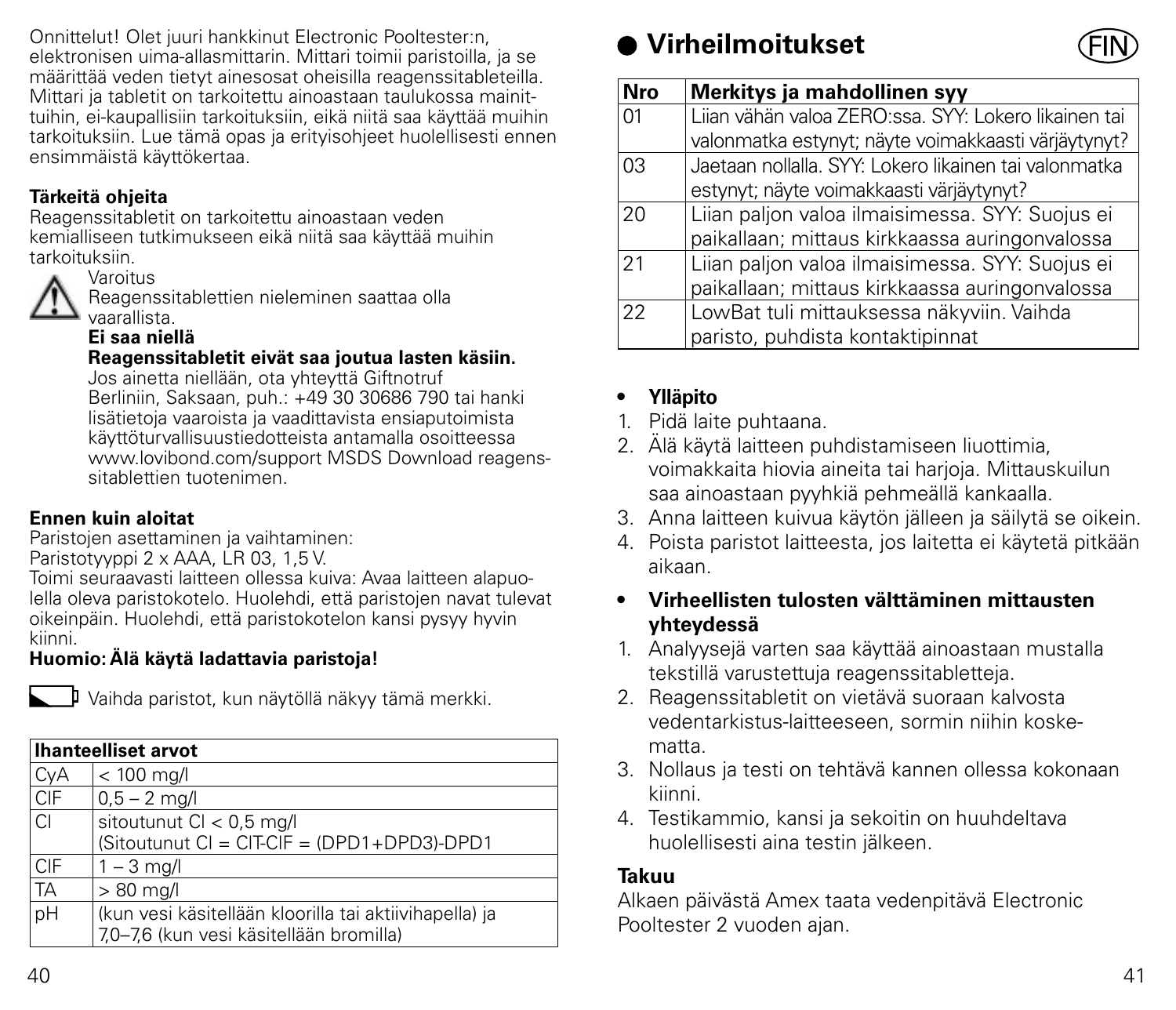Onnittelut! Olet juuri hankkinut Electronic Pooltester:n, elektronisen uima-allasmittarin. Mittari toimii paristoilla, ja se määrittää veden tietyt ainesosat oheisilla reagenssitableteilla. Mittari ja tabletit on tarkoitettu ainoastaan taulukossa mainittuihin, ei-kaupallisiin tarkoituksiin, eikä niitä saa käyttää muihin tarkoituksiin. Lue tämä opas ja erityisohjeet huolellisesti ennen ensimmäistä käyttökertaa.

**Tärkeitä ohjeita**

Reagenssitabletit on tarkoitettu ainoastaan veden kemialliseen tutkimukseen eikä niitä saa käyttää muihin tarkoituksiin.

⚠ Varoitus

Reagenssitablettien nieleminen saattaa olla vaarallista.

**Ei saa niellä**

**Reagenssitabletit eivät saa joutua lasten käsiin.**

Jos ainetta niellään, ota yhteyttä Giftnotruf Berliniin, Saksaan, puh.: +49 30 30686 790 tai hanki lisätietoja vaaroista ja vaadittavista ensiaputoimista käyttöturvallisuustiedotteista antamalla osoitteessa www.lovibond.com/support MSDS Download reagenssitablettien tuotenimen.

**Ennen kuin aloitat**

Paristojen asettaminen ja vaihtaminen:

Paristotyyppi 2 x AAA, LR 03, 1,5 V.

Toimi seuraavasti laitteen ollessa kuiva: Avaa laitteen alapuolella oleva paristokotelo. Huolehdi, että paristojen navat tulevat oikeinpäin. Huolehdi, että paristokotelon kansi pysyy hyvin kiinni.

**Huomio: Älä käytä ladattavia paristoja!**

Vaihda paristot, kun näytöllä näkyy tämä merkki.

| Ihanteelliset arvot | |
|---|---|
| CyA | < 100 mg/l |
| ClF | 0,5 – 2 mg/l |
| Cl | sitoutunut Cl < 0,5 mg/l<br>(Sitoutunut Cl = ClT-ClF = (DPD1+DPD3)-DPD1 |
| ClF | 1 – 3 mg/l |
| TA | > 80 mg/l |
| pH | (kun vesi käsitellään kloorilla tai aktiivihapella) ja<br>7,0–7,6 (kun vesi käsitellään bromilla) |

## Virheilmoitukset

| Nro | Merkitys ja mahdollinen syy |
|---|---|
| 01 | Liian vähän valoa ZERO:ssa. SYY: Lokero likainen tai valonmatka estynyt; näyte voimakkaasti värjäytynyt? |
| 03 | Jaetaan nollalla. SYY: Lokero likainen tai valonmatka estynyt; näyte voimakkaasti värjäytynyt? |
| 20 | Liian paljon valoa ilmaisimessa. SYY: Suojus ei paikallaan; mittaus kirkkaassa auringonvalossa |
| 21 | Liian paljon valoa ilmaisimessa. SYY: Suojus ei paikallaan; mittaus kirkkaassa auringonvalossa |
| 22 | LowBat tuli mittauksessa näkyviin. Vaihda paristo, puhdista kontaktipinnat |

- **Ylläpito**

1. Pidä laite puhtaana.
2. Älä käytä laitteen puhdistamiseen liuottimia, voimakkaita hiovia aineita tai harjoja. Mittauskuilun saa ainoastaan pyyhkiä pehmeällä kankaalla.
3. Anna laitteen kuivua käytön jälleen ja säilytä se oikein.
4. Poista paristot laitteesta, jos laitetta ei käytetä pitkään aikaan.

- **Virheellisten tulosten välttäminen mittausten yhteydessä**

1. Analyysejä varten saa käyttää ainoastaan mustalla tekstillä varustettuja reagenssitabletteja.
2. Reagenssitabletit on vietävä suoraan kalvosta vedentarkistus-laitteeseen, sormin niihin koskematta.
3. Nollaus ja testi on tehtävä kannen ollessa kokonaan kiinni.
4. Testikammio, kansi ja sekoitin on huuhdeltava huolellisesti aina testin jälkeen.

**Takuu**

Alkaen päivästä Amex taata vedenpitävä Electronic Pooltester 2 vuoden ajan.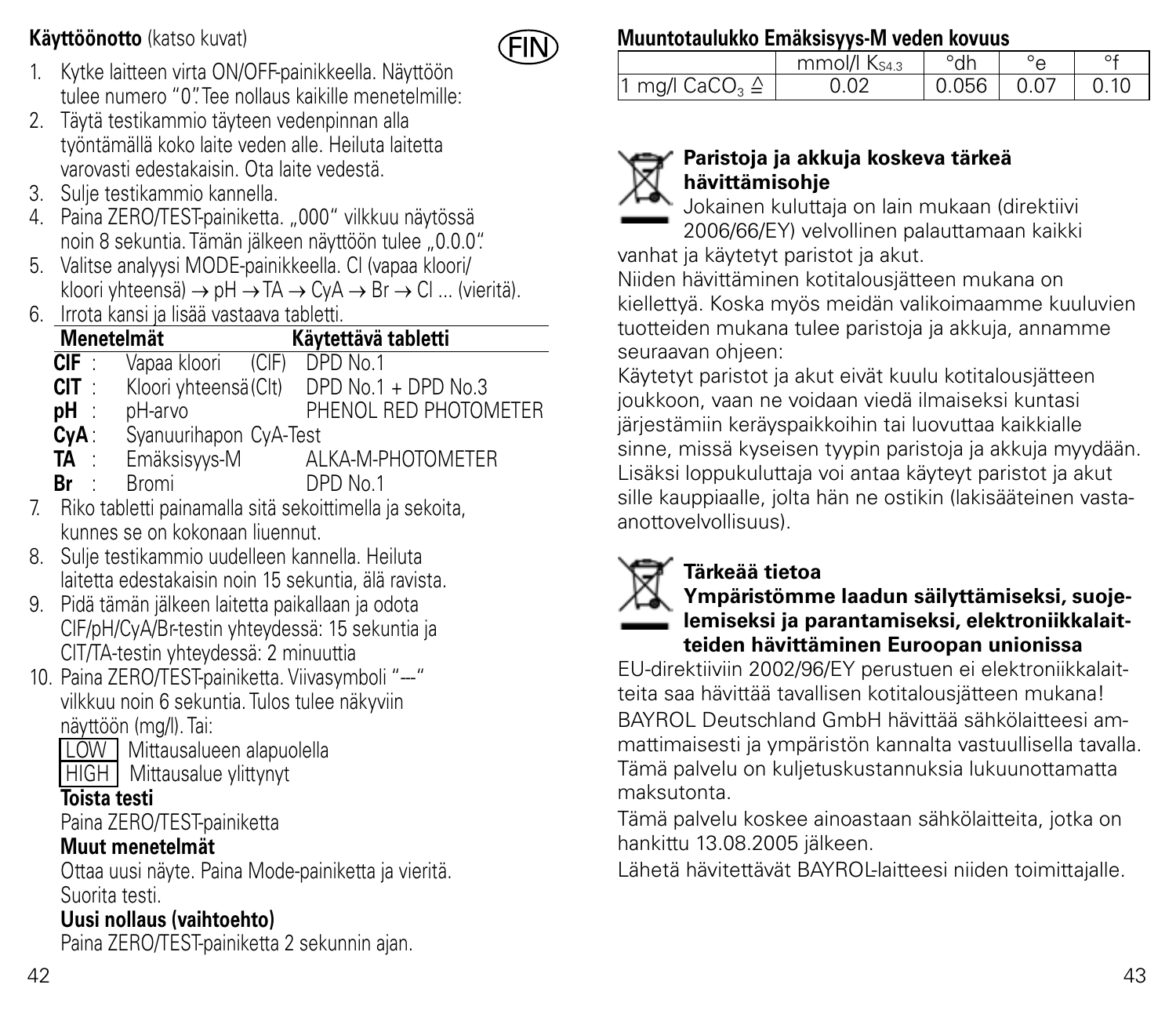**Käyttöönotto** (katso kuvat)

FIN

1. Kytke laitteen virta ON/OFF-painikkeella. Näyttöön tulee numero "0". Tee nollaus kaikille menetelmille:
2. Täytä testikammio täyteen vedenpinnan alla työntämällä koko laite veden alle. Heiluta laitetta varovasti edestakaisin. Ota laite vedestä.
3. Sulje testikammio kannella.
4. Paina ZERO/TEST-painiketta. „000" vilkkuu näytössä noin 8 sekuntia. Tämän jälkeen näyttöön tulee „0.0.0".
5. Valitse analyysi MODE-painikkeella. Cl (vapaa kloori/kloori yhteensä) → pH → TA → CyA → Br → Cl ... (vieritä).
6. Irrota kansi ja lisää vastaava tabletti.

| Menetelmät | | Käytettävä tabletti |
|---|---|---|
| **ClF** : | Vapaa kloori (ClF) | DPD No.1 |
| **ClT** : | Kloori yhteensä (Clt) | DPD No.1 + DPD No.3 |
| **pH** : | pH-arvo | PHENOL RED PHOTOMETER |
| **CyA** : | Syanuurihapon | CyA-Test |
| **TA** : | Emäksisyys-M | ALKA-M-PHOTOMETER |
| **Br** : | Bromi | DPD No.1 |

7. Riko tabletti painamalla sitä sekoittimella ja sekoita, kunnes se on kokonaan liuennut.
8. Sulje testikammio uudelleen kannella. Heiluta laitetta edestakaisin noin 15 sekuntia, älä ravista.
9. Pidä tämän jälkeen laitetta paikallaan ja odota ClF/pH/CyA/Br-testin yhteydessä: 15 sekuntia ja ClT/TA-testin yhteydessä: 2 minuuttia
10. Paina ZERO/TEST-painiketta. Viivasymboli "---" vilkkuu noin 6 sekuntia. Tulos tulee näkyviin näyttöön (mg/l). Tai:

    LOW  Mittausalueen alapuolella
    HIGH  Mittausalue ylittynyt

    **Toista testi**
    Paina ZERO/TEST-painiketta

    **Muut menetelmät**
    Ottaa uusi näyte. Paina Mode-painiketta ja vieritä. Suorita testi.

    **Uusi nollaus (vaihtoehto)**
    Paina ZERO/TEST-painiketta 2 sekunnin ajan.

**Muuntotaulukko Emäksisyys-M veden kovuus**

| | mmol/l $K_{S4.3}$ | °dh | °e | °f |
|---|---|---|---|---|
| 1 mg/l $CaCO_3$ ≙ | 0.02 | 0.056 | 0.07 | 0.10 |

**Paristoja ja akkuja koskeva tärkeä hävittämisohje**

Jokainen kuluttaja on lain mukaan (direktiivi 2006/66/EY) velvollinen palauttamaan kaikki vanhat ja käytetyt paristot ja akut.
Niiden hävittäminen kotitalousjätteen mukana on kiellettyä. Koska myös meidän valikoimaamme kuuluvien tuotteiden mukana tulee paristoja ja akkuja, annamme seuraavan ohjeen:
Käytetyt paristot ja akut eivät kuulu kotitalousjätteen joukkoon, vaan ne voidaan viedä ilmaiseksi kuntasi järjestämiin keräyspaikkoihin tai luovuttaa kaikkialle sinne, missä kyseisen tyypin paristoja ja akkuja myydään. Lisäksi loppukuluttaja voi antaa käyteyt paristot ja akut sille kauppiaalle, jolta hän ne ostikin (lakisääteinen vastaanottovelvollisuus).

**Tärkeää tietoa**

**Ympäristömme laadun säilyttämiseksi, suojelemiseksi ja parantamiseksi, elektroniikkalaitteiden hävittäminen Euroopan unionissa**

EU-direktiiviin 2002/96/EY perustuen ei elektroniikkalaitteita saa hävittää tavallisen kotitalousjätteen mukana!
BAYROL Deutschland GmbH hävittää sähkölaitteesi ammattimaisesti ja ympäristön kannalta vastuullisella tavalla. Tämä palvelu on kuljetuskustannuksia lukuunottamatta maksutonta.
Tämä palvelu koskee ainoastaan sähkölaitteita, jotka on hankittu 13.08.2005 jälkeen.
Lähetä hävitettävät BAYROL-laitteesi niiden toimittajalle.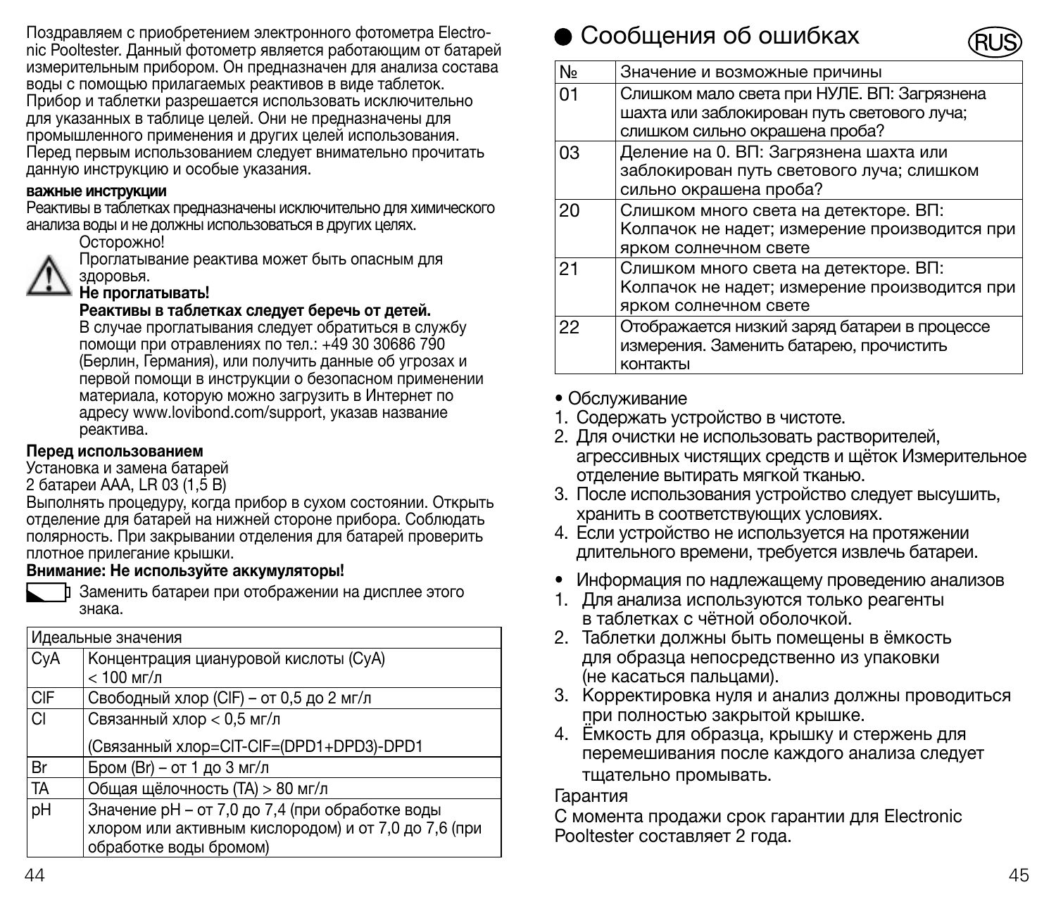Поздравляем с приобретением электронного фотометра Electronic Pooltester. Данный фотометр является работающим от батарей измерительным прибором. Он предназначен для анализа состава воды с помощью прилагаемых реактивов в виде таблеток. Прибор и таблетки разрешается использовать исключительно для указанных в таблице целей. Они не предназначены для промышленного применения и других целей использования. Перед первым использованием следует внимательно прочитать данную инструкцию и особые указания.

**важные инструкции**

Реактивы в таблетках предназначены исключительно для химического анализа воды и не должны использоваться в других целях.

Осторожно!
Проглатывание реактива может быть опасным для здоровья.
**Не проглатывать!**
**Реактивы в таблетках следует беречь от детей.**
В случае проглатывания следует обратиться в службу помощи при отравлениях по тел.: +49 30 30686 790 (Берлин, Германия), или получить данные об угрозах и первой помощи в инструкции о безопасном применении материала, которую можно загрузить в Интернет по адресу www.lovibond.com/support, указав название реактива.

**Перед использованием**

Установка и замена батарей
2 батареи AAA, LR 03 (1,5 В)
Выполнять процедуру, когда прибор в сухом состоянии. Открыть отделение для батарей на нижней стороне прибора. Соблюдать полярность. При закрывании отделения для батарей проверить плотное прилегание крышки.

**Внимание: Не используйте аккумуляторы!**

Заменить батареи при отображении на дисплее этого знака.

| Идеальные значения | |
|---|---|
| CyA | Концентрация циануровой кислоты (CyA) < 100 мг/л |
| ClF | Свободный хлор (ClF) – от 0,5 до 2 мг/л |
| Cl | Связанный хлор < 0,5 мг/л<br>(Связанный хлор=ClT-ClF=(DPD1+DPD3)-DPD1 |
| Br | Бром (Br) – от 1 до 3 мг/л |
| TA | Общая щёлочность (TA) > 80 мг/л |
| pH | Значение pH – от 7,0 до 7,4 (при обработке воды хлором или активным кислородом) и от 7,0 до 7,6 (при обработке воды бромом) |

## Сообщения об ошибках

| № | Значение и возможные причины |
|---|---|
| 01 | Слишком мало света при НУЛЕ. ВП: Загрязнена шахта или заблокирован путь светового луча; слишком сильно окрашена проба? |
| 03 | Деление на 0. ВП: Загрязнена шахта или заблокирован путь светового луча; слишком сильно окрашена проба? |
| 20 | Слишком много света на детекторе. ВП: Колпачок не надет; измерение производится при ярком солнечном свете |
| 21 | Слишком много света на детекторе. ВП: Колпачок не надет; измерение производится при ярком солнечном свете |
| 22 | Отображается низкий заряд батареи в процессе измерения. Заменить батарею, прочистить контакты |

- Обслуживание

1. Содержать устройство в чистоте.
2. Для очистки не использовать растворителей, агрессивных чистящих средств и щёток Измерительное отделение вытирать мягкой тканью.
3. После использования устройство следует высушить, хранить в соответствующих условиях.
4. Если устройство не используется на протяжении длительного времени, требуется извлечь батареи.

- Информация по надлежащему проведению анализов

1. Для анализа используются только реагенты в таблетках с чётной оболочкой.
2. Таблетки должны быть помещены в ёмкость для образца непосредственно из упаковки (не касаться пальцами).
3. Корректировка нуля и анализ должны проводиться при полностью закрытой крышке.
4. Ёмкость для образца, крышку и стержень для перемешивания после каждого анализа следует тщательно промывать.

Гарантия

С момента продажи срок гарантии для Electronic Pooltester составляет 2 года.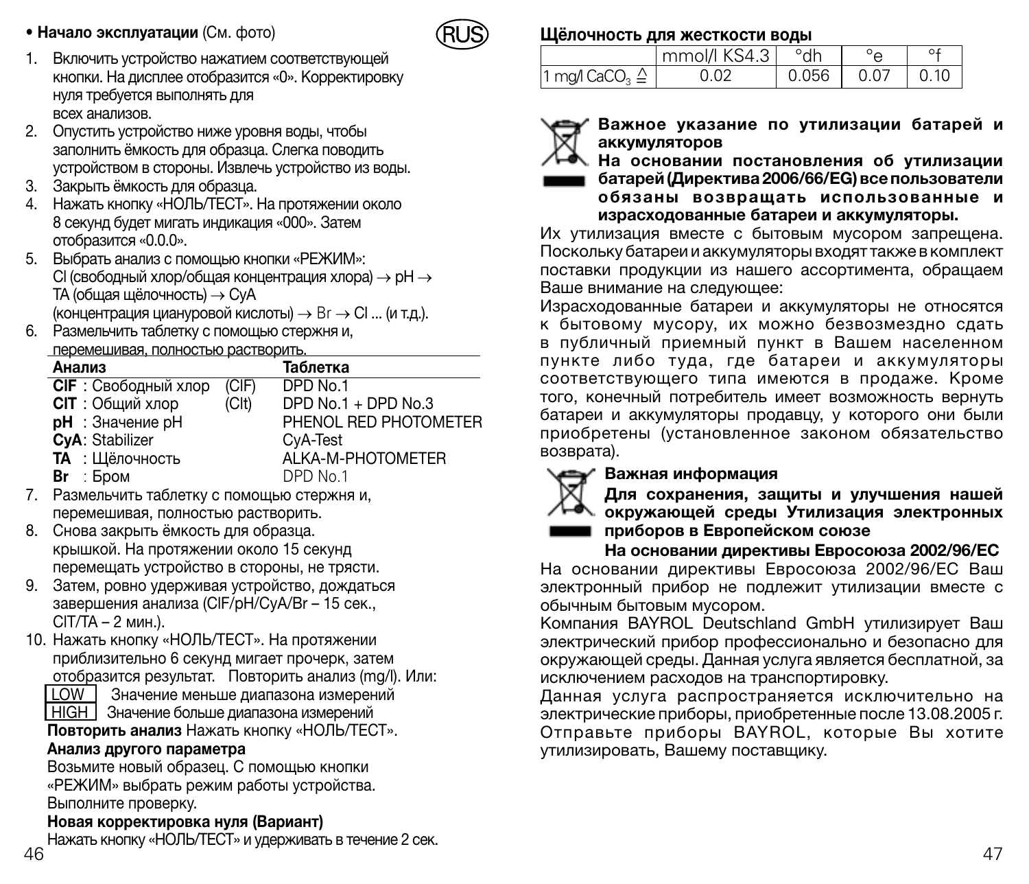• **Начало эксплуатации** (См. фото)

RUS

1. Включить устройство нажатием соответствующей кнопки. На дисплее отобразится «0». Корректировку нуля требуется выполнять для всех анализов.
2. Опустить устройство ниже уровня воды, чтобы заполнить ёмкость для образца. Слегка поводить устройством в стороны. Извлечь устройство из воды.
3. Закрыть ёмкость для образца.
4. Нажать кнопку «НОЛЬ/ТЕСТ». На протяжении около 8 секунд будет мигать индикация «000». Затем отобразится «0.0.0».
5. Выбрать анализ с помощью кнопки «РЕЖИМ»: Cl (свободный хлор/общая концентрация хлора) → pH → TA (общая щёлочность) → CyA (концентрация циануровой кислоты) → Br → Cl ... (и т.д.).
6. Размельчить таблетку с помощью стержня и, перемешивая, полностью растворить.

| Анализ | | Таблетка |
|---|---|---|
| **ClF** : Свободный хлор | (ClF) | DPD No.1 |
| **ClT** : Общий хлор | (Clt) | DPD No.1 + DPD No.3 |
| **pH** : Значение pH | | PHENOL RED PHOTOMETER |
| **CyA**: Stabilizer | | CyA-Test |
| **TA** : Щёлочность | | ALKA-M-PHOTOMETER |
| **Br** : Бром | | DPD No.1 |

7. Размельчить таблетку с помощью стержня и, перемешивая, полностью растворить.
8. Снова закрыть ёмкость для образца. крышкой. На протяжении около 15 секунд перемещать устройство в стороны, не трясти.
9. Затем, ровно удерживая устройство, дождаться завершения анализа (ClF/pH/CyA/Br – 15 сек., ClT/TA – 2 мин.).
10. Нажать кнопку «НОЛЬ/ТЕСТ». На протяжении приблизительно 6 секунд мигает прочерк, затем отобразится результат. Повторить анализ (mg/l). Или:

LOW Значение меньше диапазона измерений
HIGH Значение больше диапазона измерений

**Повторить анализ** Нажать кнопку «НОЛЬ/ТЕСТ».

**Анализ другого параметра**

Возьмите новый образец. С помощью кнопки «РЕЖИМ» выбрать режим работы устройства. Выполните проверку.

**Новая корректировка нуля (Вариант)**

Нажать кнопку «НОЛЬ/ТЕСТ» и удерживать в течение 2 сек.

**Щёлочность для жесткости воды**

| | mmol/l KS4.3 | °dh | °e | °f |
|---|---|---|---|---|
| 1 mg/l $CaCO_3$ ≙ | 0.02 | 0.056 | 0.07 | 0.10 |

**Важное указание по утилизации батарей и аккумуляторов**

**На основании постановления об утилизации батарей (Директива 2006/66/EG) все пользователи обязаны возвращать использованные и израсходованные батареи и аккумуляторы.**

Их утилизация вместе с бытовым мусором запрещена. Поскольку батареи и аккумуляторы входят также в комплект поставки продукции из нашего ассортимента, обращаем Ваше внимание на следующее:

Израсходованные батареи и аккумуляторы не относятся к бытовому мусору, их можно безвозмездно сдать в публичный приемный пункт в Вашем населенном пункте либо туда, где батареи и аккумуляторы соответствующего типа имеются в продаже. Кроме того, конечный потребитель имеет возможность вернуть батареи и аккумуляторы продавцу, у которого они были приобретены (установленное законом обязательство возврата).

**Важная информация**

**Для сохранения, защиты и улучшения нашей окружающей среды Утилизация электронных приборов в Европейском союзе**

**На основании директивы Евросоюза 2002/96/EC**

На основании директивы Евросоюза 2002/96/EC Ваш электронный прибор не подлежит утилизации вместе с обычным бытовым мусором.

Компания BAYROL Deutschland GmbH утилизирует Ваш электрический прибор профессионально и безопасно для окружающей среды. Данная услуга является бесплатной, за исключением расходов на транспортировку.

Данная услуга распространяется исключительно на электрические приборы, приобретенные после 13.08.2005 г. Отправьте приборы BAYROL, которые Вы хотите утилизировать, Вашему поставщику.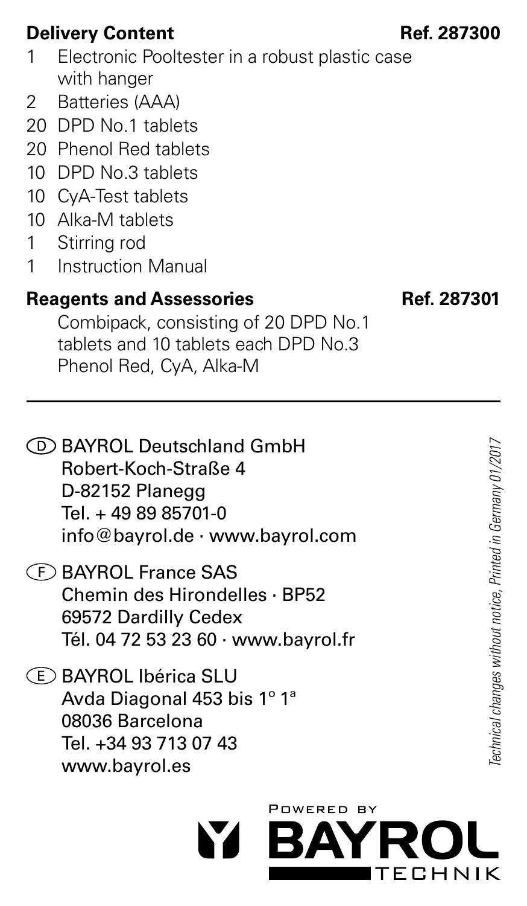**Delivery Content** **Ref. 287300**

1 Electronic Pooltester in a robust plastic case with hanger
2 Batteries (AAA)
20 DPD No.1 tablets
20 Phenol Red tablets
10 DPD No.3 tablets
10 CyA-Test tablets
10 Alka-M tablets
1 Stirring rod
1 Instruction Manual

**Reagents and Assessories** **Ref. 287301**

Combipack, consisting of 20 DPD No.1 tablets and 10 tablets each DPD No.3 Phenol Red, CyA, Alka-M

---

(D) BAYROL Deutschland GmbH
Robert-Koch-Straße 4
D-82152 Planegg
Tel. + 49 89 85701-0
info@bayrol.de · www.bayrol.com

(F) BAYROL France SAS
Chemin des Hirondelles · BP52
69572 Dardilly Cedex
Tél. 04 72 53 23 60 · www.bayrol.fr

(E) BAYROL Ibérica SLU
Avda Diagonal 453 bis 1º 1ª
08036 Barcelona
Tel. +34 93 713 07 43
www.bayrol.es

*Technical changes without notice, Printed in Germany 01/2017*

POWERED BY BAYROL TECHNIK